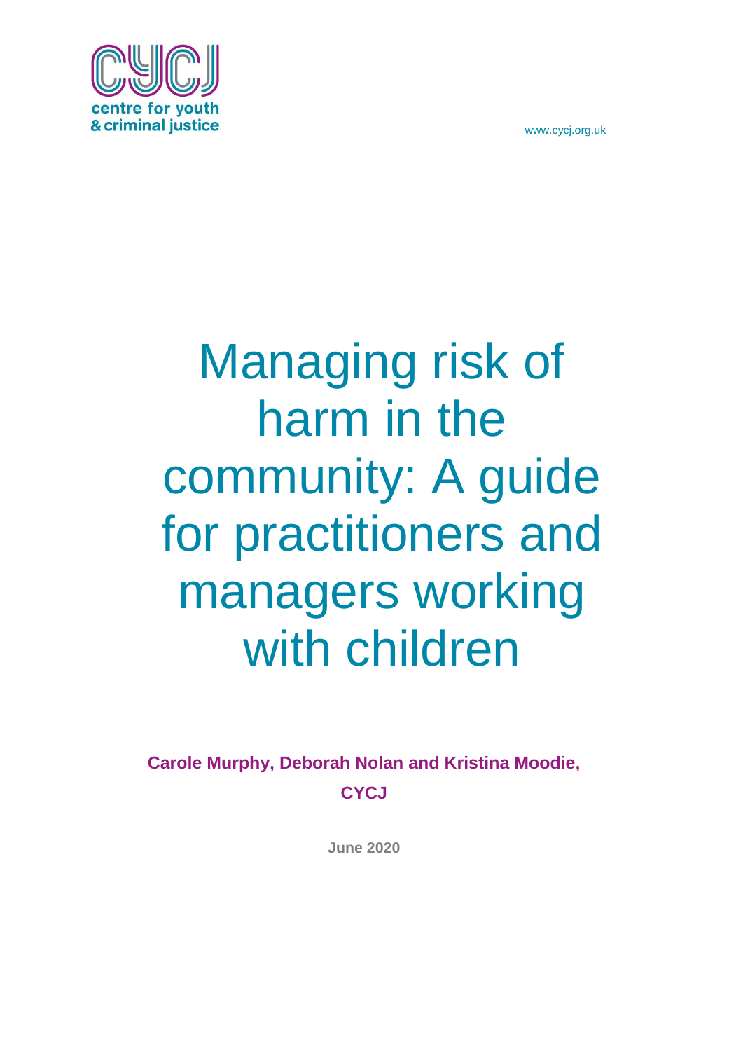centre for youth
& criminal justice

www.cycj.org.uk

# Managing risk of harm in the community: A guide for practitioners and managers working with children

**Carole Murphy, Deborah Nolan and Kristina Moodie, CYCJ**

**June 2020**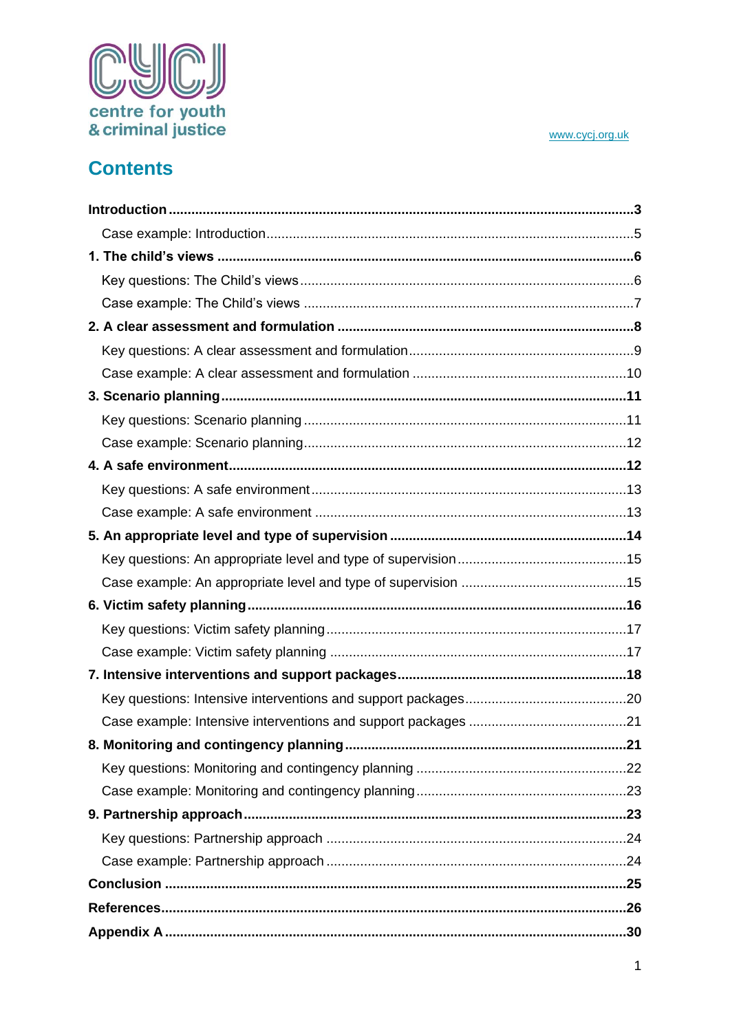centre for youth
& criminal justice

www.cycj.org.uk

# Contents

**Introduction** .......................................................... **3**

- Case example: Introduction .......................................................... 5

**1. The child's views** .......................................................... **6**

- Key questions: The Child's views .......................................................... 6
- Case example: The Child's views .......................................................... 7

**2. A clear assessment and formulation** .......................................................... **8**

- Key questions: A clear assessment and formulation .......................................................... 9
- Case example: A clear assessment and formulation .......................................................... 10

**3. Scenario planning** .......................................................... **11**

- Key questions: Scenario planning .......................................................... 11
- Case example: Scenario planning .......................................................... 12

**4. A safe environment** .......................................................... **12**

- Key questions: A safe environment .......................................................... 13
- Case example: A safe environment .......................................................... 13

**5. An appropriate level and type of supervision** .......................................................... **14**

- Key questions: An appropriate level and type of supervision .......................................................... 15
- Case example: An appropriate level and type of supervision .......................................................... 15

**6. Victim safety planning** .......................................................... **16**

- Key questions: Victim safety planning .......................................................... 17
- Case example: Victim safety planning .......................................................... 17

**7. Intensive interventions and support packages** .......................................................... **18**

- Key questions: Intensive interventions and support packages .......................................................... 20
- Case example: Intensive interventions and support packages .......................................................... 21

**8. Monitoring and contingency planning** .......................................................... **21**

- Key questions: Monitoring and contingency planning .......................................................... 22
- Case example: Monitoring and contingency planning .......................................................... 23

**9. Partnership approach** .......................................................... **23**

- Key questions: Partnership approach .......................................................... 24
- Case example: Partnership approach .......................................................... 24

**Conclusion** .......................................................... **25**

**References** .......................................................... **26**

**Appendix A** .......................................................... **30**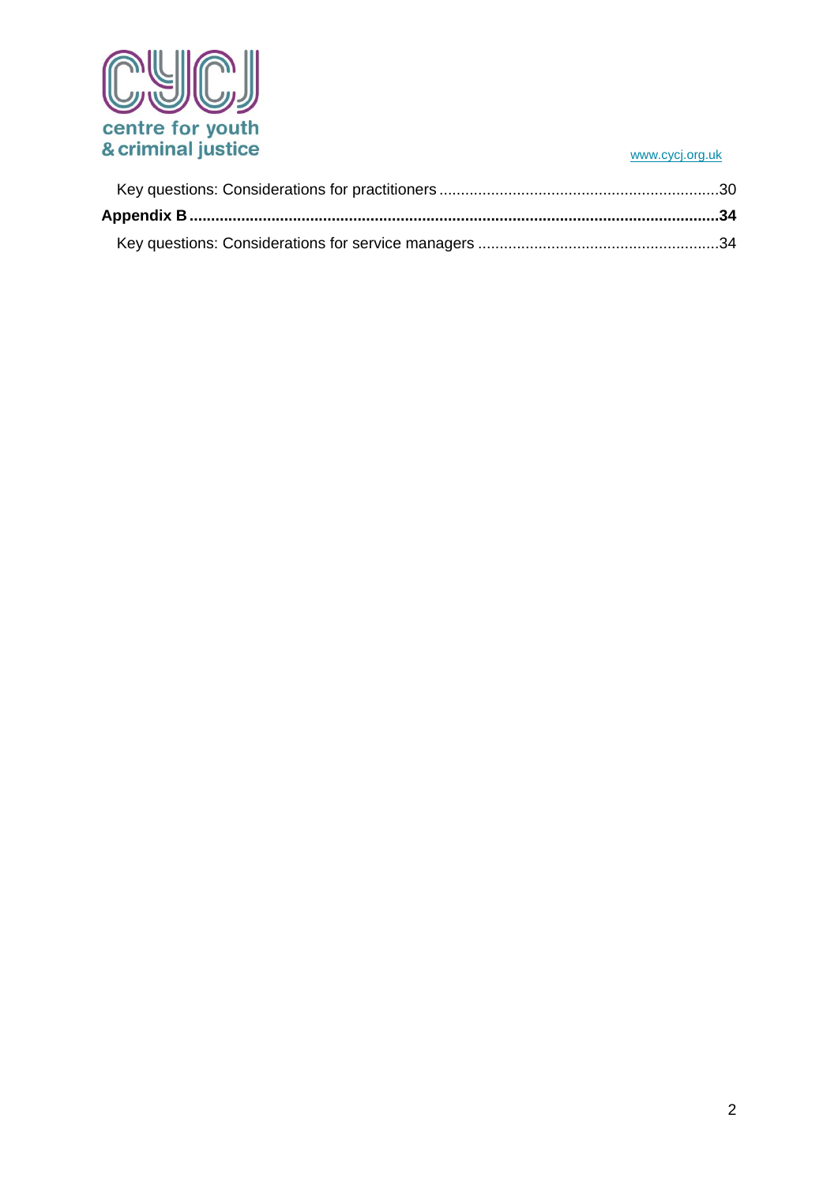Key questions: Considerations for practitioners ................................................................30

**Appendix B ..........................................................................................................................34**

Key questions: Considerations for service managers .......................................................34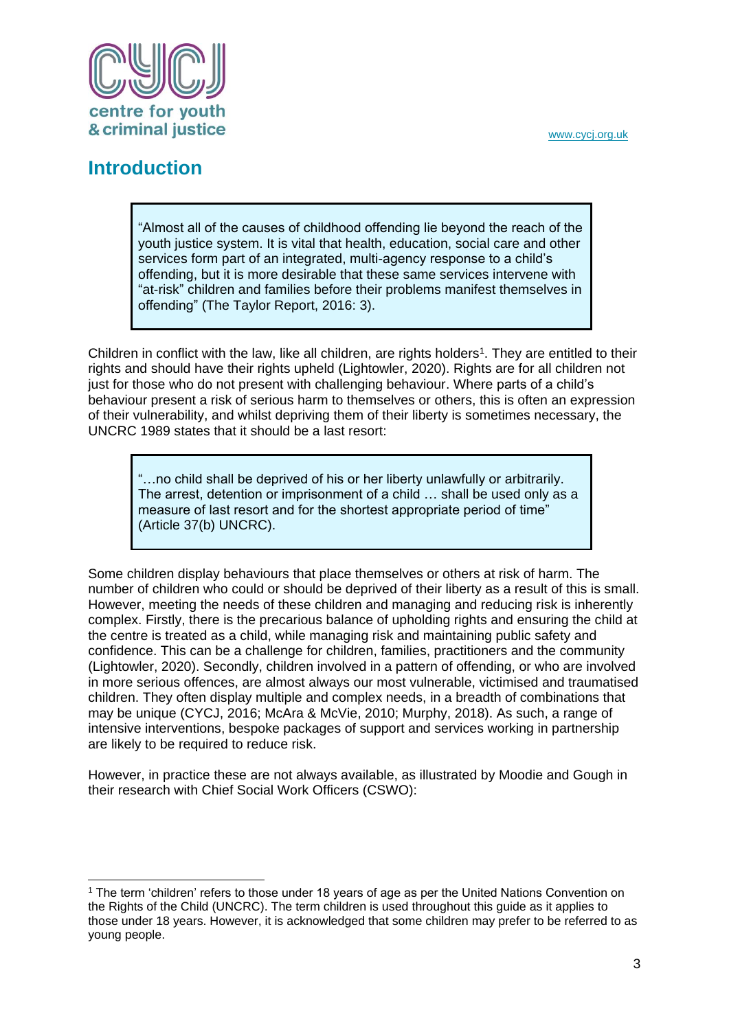## Introduction

> "Almost all of the causes of childhood offending lie beyond the reach of the youth justice system. It is vital that health, education, social care and other services form part of an integrated, multi-agency response to a child's offending, but it is more desirable that these same services intervene with "at-risk" children and families before their problems manifest themselves in offending" (The Taylor Report, 2016: 3).

Children in conflict with the law, like all children, are rights holders[1]. They are entitled to their rights and should have their rights upheld (Lightowler, 2020). Rights are for all children not just for those who do not present with challenging behaviour. Where parts of a child's behaviour present a risk of serious harm to themselves or others, this is often an expression of their vulnerability, and whilst depriving them of their liberty is sometimes necessary, the UNCRC 1989 states that it should be a last resort:

> "…no child shall be deprived of his or her liberty unlawfully or arbitrarily. The arrest, detention or imprisonment of a child … shall be used only as a measure of last resort and for the shortest appropriate period of time" (Article 37(b) UNCRC).

Some children display behaviours that place themselves or others at risk of harm. The number of children who could or should be deprived of their liberty as a result of this is small. However, meeting the needs of these children and managing and reducing risk is inherently complex. Firstly, there is the precarious balance of upholding rights and ensuring the child at the centre is treated as a child, while managing risk and maintaining public safety and confidence. This can be a challenge for children, families, practitioners and the community (Lightowler, 2020). Secondly, children involved in a pattern of offending, or who are involved in more serious offences, are almost always our most vulnerable, victimised and traumatised children. They often display multiple and complex needs, in a breadth of combinations that may be unique (CYCJ, 2016; McAra & McVie, 2010; Murphy, 2018). As such, a range of intensive interventions, bespoke packages of support and services working in partnership are likely to be required to reduce risk.

However, in practice these are not always available, as illustrated by Moodie and Gough in their research with Chief Social Work Officers (CSWO):

---

[1] The term 'children' refers to those under 18 years of age as per the United Nations Convention on the Rights of the Child (UNCRC). The term children is used throughout this guide as it applies to those under 18 years. However, it is acknowledged that some children may prefer to be referred to as young people.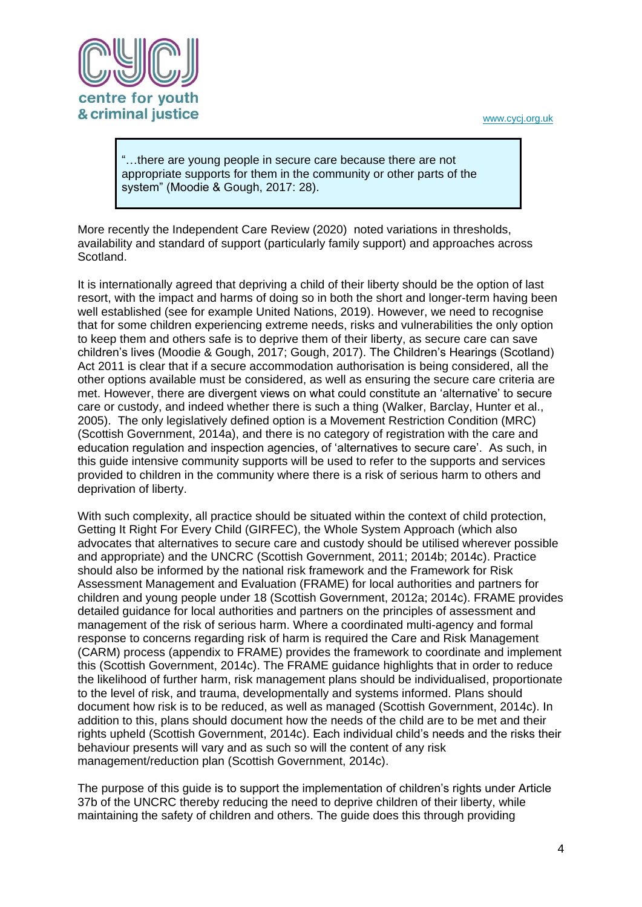> "…there are young people in secure care because there are not appropriate supports for them in the community or other parts of the system" (Moodie & Gough, 2017: 28).

More recently the Independent Care Review (2020) noted variations in thresholds, availability and standard of support (particularly family support) and approaches across Scotland.

It is internationally agreed that depriving a child of their liberty should be the option of last resort, with the impact and harms of doing so in both the short and longer-term having been well established (see for example United Nations, 2019). However, we need to recognise that for some children experiencing extreme needs, risks and vulnerabilities the only option to keep them and others safe is to deprive them of their liberty, as secure care can save children's lives (Moodie & Gough, 2017; Gough, 2017). The Children's Hearings (Scotland) Act 2011 is clear that if a secure accommodation authorisation is being considered, all the other options available must be considered, as well as ensuring the secure care criteria are met. However, there are divergent views on what could constitute an 'alternative' to secure care or custody, and indeed whether there is such a thing (Walker, Barclay, Hunter et al., 2005). The only legislatively defined option is a Movement Restriction Condition (MRC) (Scottish Government, 2014a), and there is no category of registration with the care and education regulation and inspection agencies, of 'alternatives to secure care'. As such, in this guide intensive community supports will be used to refer to the supports and services provided to children in the community where there is a risk of serious harm to others and deprivation of liberty.

With such complexity, all practice should be situated within the context of child protection, Getting It Right For Every Child (GIRFEC), the Whole System Approach (which also advocates that alternatives to secure care and custody should be utilised wherever possible and appropriate) and the UNCRC (Scottish Government, 2011; 2014b; 2014c). Practice should also be informed by the national risk framework and the Framework for Risk Assessment Management and Evaluation (FRAME) for local authorities and partners for children and young people under 18 (Scottish Government, 2012a; 2014c). FRAME provides detailed guidance for local authorities and partners on the principles of assessment and management of the risk of serious harm. Where a coordinated multi-agency and formal response to concerns regarding risk of harm is required the Care and Risk Management (CARM) process (appendix to FRAME) provides the framework to coordinate and implement this (Scottish Government, 2014c). The FRAME guidance highlights that in order to reduce the likelihood of further harm, risk management plans should be individualised, proportionate to the level of risk, and trauma, developmentally and systems informed. Plans should document how risk is to be reduced, as well as managed (Scottish Government, 2014c). In addition to this, plans should document how the needs of the child are to be met and their rights upheld (Scottish Government, 2014c). Each individual child's needs and the risks their behaviour presents will vary and as such so will the content of any risk management/reduction plan (Scottish Government, 2014c).

The purpose of this guide is to support the implementation of children's rights under Article 37b of the UNCRC thereby reducing the need to deprive children of their liberty, while maintaining the safety of children and others. The guide does this through providing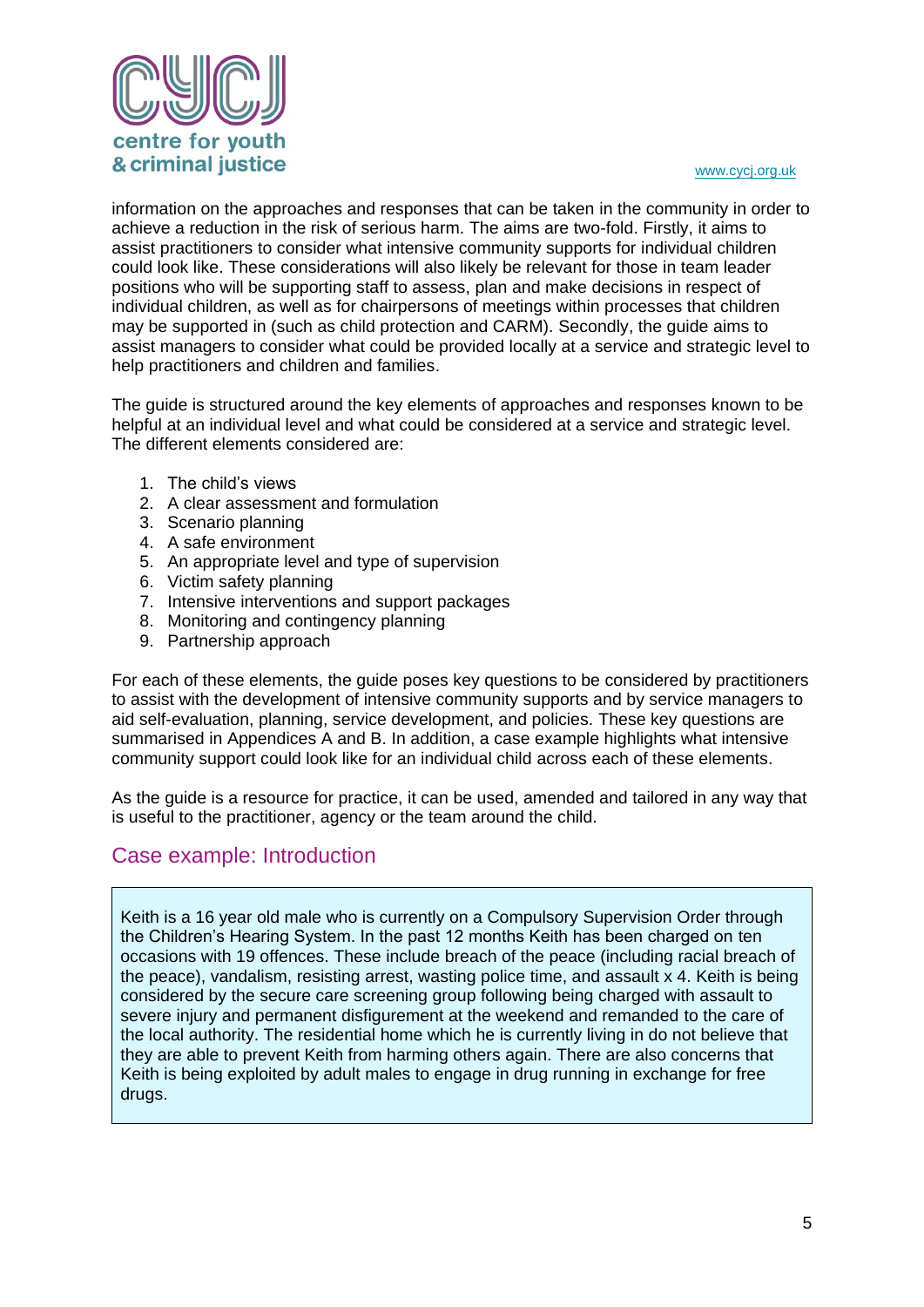information on the approaches and responses that can be taken in the community in order to achieve a reduction in the risk of serious harm. The aims are two-fold. Firstly, it aims to assist practitioners to consider what intensive community supports for individual children could look like. These considerations will also likely be relevant for those in team leader positions who will be supporting staff to assess, plan and make decisions in respect of individual children, as well as for chairpersons of meetings within processes that children may be supported in (such as child protection and CARM). Secondly, the guide aims to assist managers to consider what could be provided locally at a service and strategic level to help practitioners and children and families.

The guide is structured around the key elements of approaches and responses known to be helpful at an individual level and what could be considered at a service and strategic level. The different elements considered are:

1. The child's views
2. A clear assessment and formulation
3. Scenario planning
4. A safe environment
5. An appropriate level and type of supervision
6. Victim safety planning
7. Intensive interventions and support packages
8. Monitoring and contingency planning
9. Partnership approach

For each of these elements, the guide poses key questions to be considered by practitioners to assist with the development of intensive community supports and by service managers to aid self-evaluation, planning, service development, and policies. These key questions are summarised in Appendices A and B. In addition, a case example highlights what intensive community support could look like for an individual child across each of these elements.

As the guide is a resource for practice, it can be used, amended and tailored in any way that is useful to the practitioner, agency or the team around the child.

## Case example: Introduction

Keith is a 16 year old male who is currently on a Compulsory Supervision Order through the Children's Hearing System. In the past 12 months Keith has been charged on ten occasions with 19 offences. These include breach of the peace (including racial breach of the peace), vandalism, resisting arrest, wasting police time, and assault x 4. Keith is being considered by the secure care screening group following being charged with assault to severe injury and permanent disfigurement at the weekend and remanded to the care of the local authority. The residential home which he is currently living in do not believe that they are able to prevent Keith from harming others again. There are also concerns that Keith is being exploited by adult males to engage in drug running in exchange for free drugs.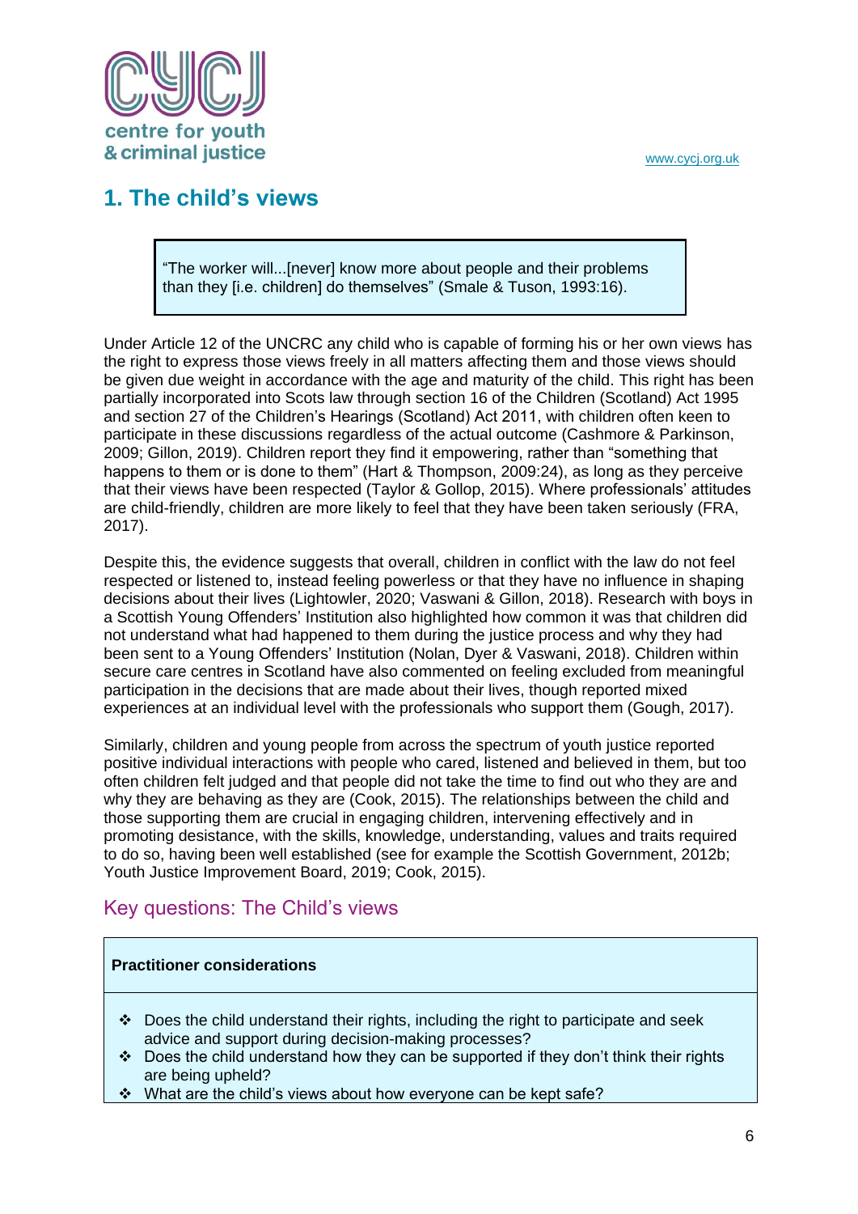## 1. The child's views

> "The worker will...[never] know more about people and their problems than they [i.e. children] do themselves" (Smale & Tuson, 1993:16).

Under Article 12 of the UNCRC any child who is capable of forming his or her own views has the right to express those views freely in all matters affecting them and those views should be given due weight in accordance with the age and maturity of the child. This right has been partially incorporated into Scots law through section 16 of the Children (Scotland) Act 1995 and section 27 of the Children's Hearings (Scotland) Act 2011, with children often keen to participate in these discussions regardless of the actual outcome (Cashmore & Parkinson, 2009; Gillon, 2019). Children report they find it empowering, rather than "something that happens to them or is done to them" (Hart & Thompson, 2009:24), as long as they perceive that their views have been respected (Taylor & Gollop, 2015). Where professionals' attitudes are child-friendly, children are more likely to feel that they have been taken seriously (FRA, 2017).

Despite this, the evidence suggests that overall, children in conflict with the law do not feel respected or listened to, instead feeling powerless or that they have no influence in shaping decisions about their lives (Lightowler, 2020; Vaswani & Gillon, 2018). Research with boys in a Scottish Young Offenders' Institution also highlighted how common it was that children did not understand what had happened to them during the justice process and why they had been sent to a Young Offenders' Institution (Nolan, Dyer & Vaswani, 2018). Children within secure care centres in Scotland have also commented on feeling excluded from meaningful participation in the decisions that are made about their lives, though reported mixed experiences at an individual level with the professionals who support them (Gough, 2017).

Similarly, children and young people from across the spectrum of youth justice reported positive individual interactions with people who cared, listened and believed in them, but too often children felt judged and that people did not take the time to find out who they are and why they are behaving as they are (Cook, 2015). The relationships between the child and those supporting them are crucial in engaging children, intervening effectively and in promoting desistance, with the skills, knowledge, understanding, values and traits required to do so, having been well established (see for example the Scottish Government, 2012b; Youth Justice Improvement Board, 2019; Cook, 2015).

### Key questions: The Child's views

**Practitioner considerations**

- Does the child understand their rights, including the right to participate and seek advice and support during decision-making processes?
- Does the child understand how they can be supported if they don't think their rights are being upheld?
- What are the child's views about how everyone can be kept safe?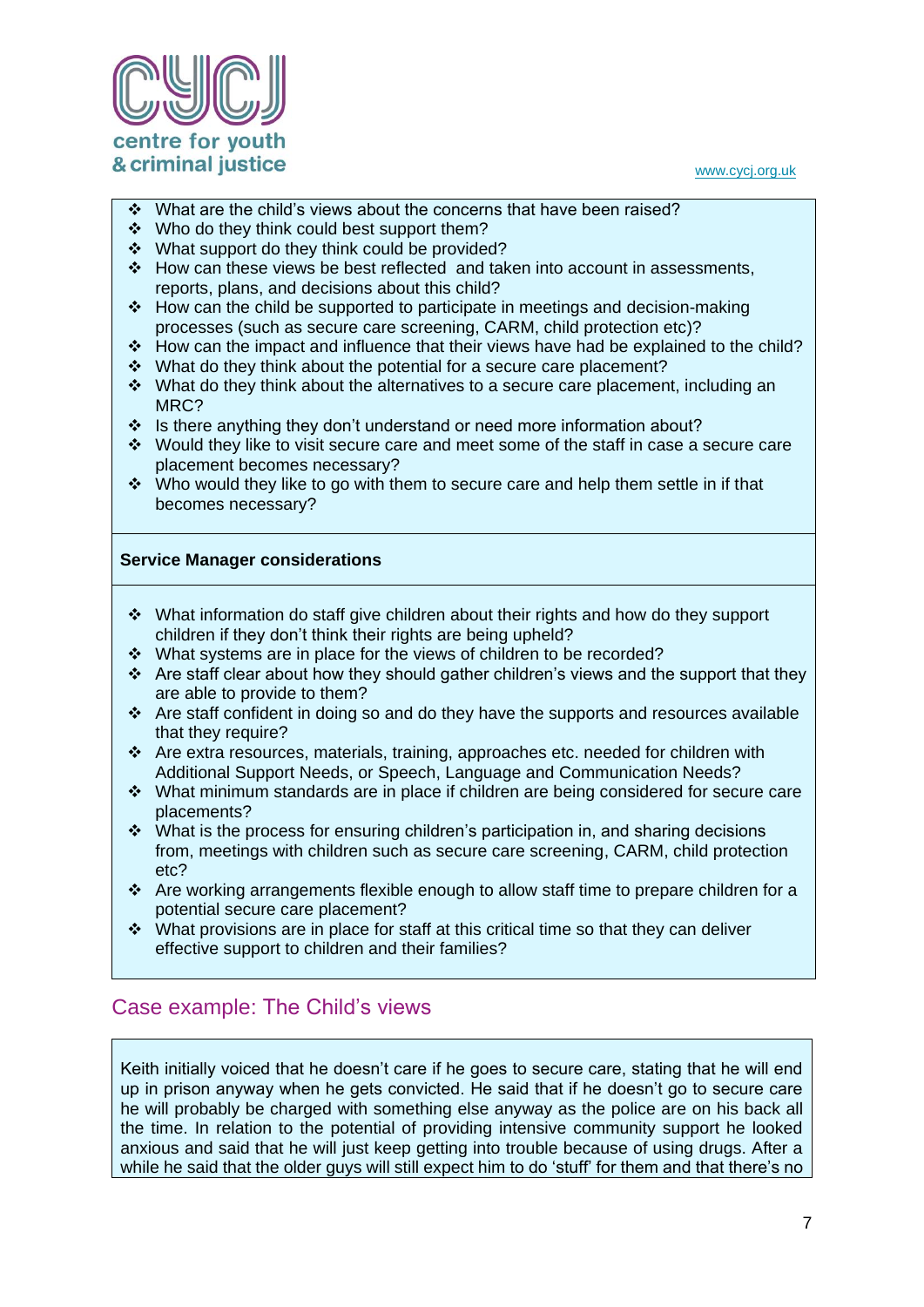- What are the child's views about the concerns that have been raised?
- Who do they think could best support them?
- What support do they think could be provided?
- How can these views be best reflected and taken into account in assessments, reports, plans, and decisions about this child?
- How can the child be supported to participate in meetings and decision-making processes (such as secure care screening, CARM, child protection etc)?
- How can the impact and influence that their views have had be explained to the child?
- What do they think about the potential for a secure care placement?
- What do they think about the alternatives to a secure care placement, including an MRC?
- Is there anything they don't understand or need more information about?
- Would they like to visit secure care and meet some of the staff in case a secure care placement becomes necessary?
- Who would they like to go with them to secure care and help them settle in if that becomes necessary?

**Service Manager considerations**

- What information do staff give children about their rights and how do they support children if they don't think their rights are being upheld?
- What systems are in place for the views of children to be recorded?
- Are staff clear about how they should gather children's views and the support that they are able to provide to them?
- Are staff confident in doing so and do they have the supports and resources available that they require?
- Are extra resources, materials, training, approaches etc. needed for children with Additional Support Needs, or Speech, Language and Communication Needs?
- What minimum standards are in place if children are being considered for secure care placements?
- What is the process for ensuring children's participation in, and sharing decisions from, meetings with children such as secure care screening, CARM, child protection etc?
- Are working arrangements flexible enough to allow staff time to prepare children for a potential secure care placement?
- What provisions are in place for staff at this critical time so that they can deliver effective support to children and their families?

## Case example: The Child's views

Keith initially voiced that he doesn't care if he goes to secure care, stating that he will end up in prison anyway when he gets convicted. He said that if he doesn't go to secure care he will probably be charged with something else anyway as the police are on his back all the time. In relation to the potential of providing intensive community support he looked anxious and said that he will just keep getting into trouble because of using drugs. After a while he said that the older guys will still expect him to do 'stuff' for them and that there's no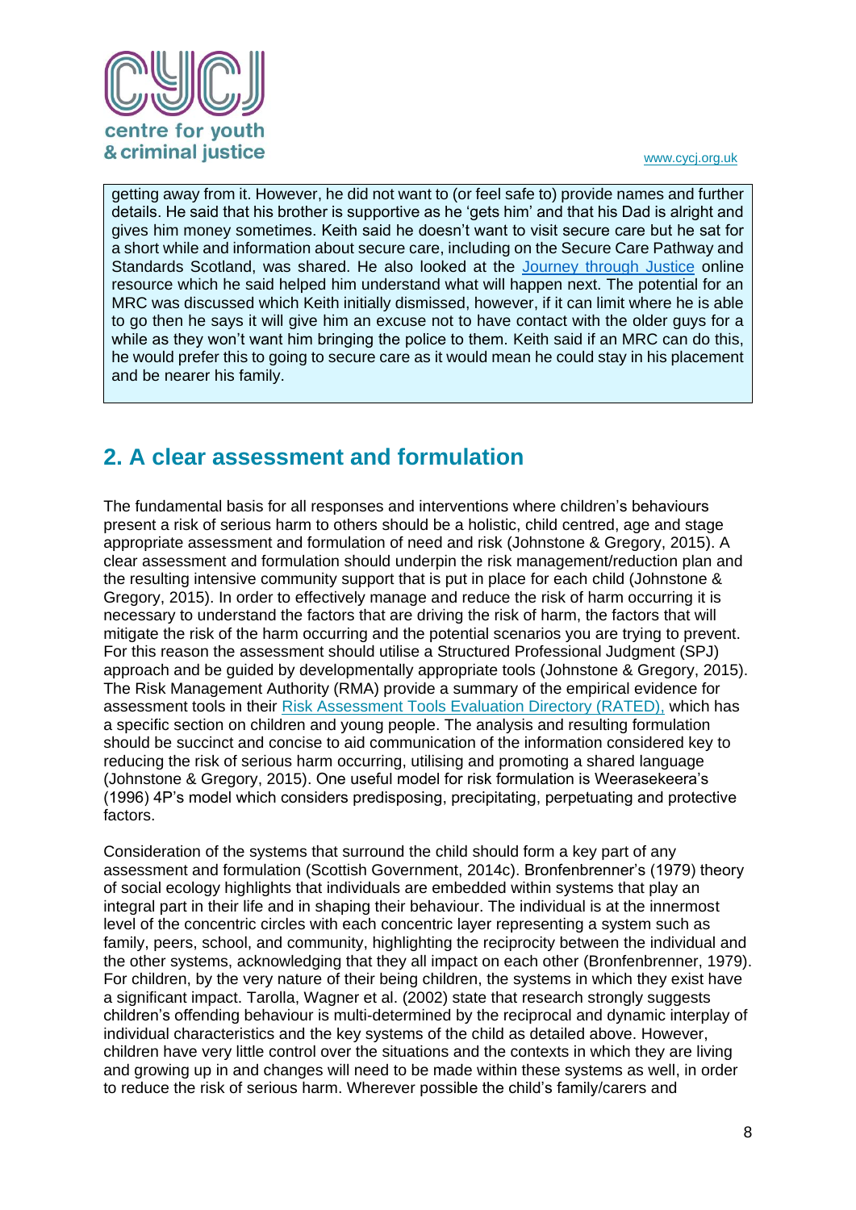getting away from it. However, he did not want to (or feel safe to) provide names and further details. He said that his brother is supportive as he 'gets him' and that his Dad is alright and gives him money sometimes. Keith said he doesn't want to visit secure care but he sat for a short while and information about secure care, including on the Secure Care Pathway and Standards Scotland, was shared. He also looked at the [Journey through Justice](#) online resource which he said helped him understand what will happen next. The potential for an MRC was discussed which Keith initially dismissed, however, if it can limit where he is able to go then he says it will give him an excuse not to have contact with the older guys for a while as they won't want him bringing the police to them. Keith said if an MRC can do this, he would prefer this to going to secure care as it would mean he could stay in his placement and be nearer his family.

## 2. A clear assessment and formulation

The fundamental basis for all responses and interventions where children's behaviours present a risk of serious harm to others should be a holistic, child centred, age and stage appropriate assessment and formulation of need and risk (Johnstone & Gregory, 2015). A clear assessment and formulation should underpin the risk management/reduction plan and the resulting intensive community support that is put in place for each child (Johnstone & Gregory, 2015). In order to effectively manage and reduce the risk of harm occurring it is necessary to understand the factors that are driving the risk of harm, the factors that will mitigate the risk of the harm occurring and the potential scenarios you are trying to prevent. For this reason the assessment should utilise a Structured Professional Judgment (SPJ) approach and be guided by developmentally appropriate tools (Johnstone & Gregory, 2015). The Risk Management Authority (RMA) provide a summary of the empirical evidence for assessment tools in their [Risk Assessment Tools Evaluation Directory (RATED),](#) which has a specific section on children and young people. The analysis and resulting formulation should be succinct and concise to aid communication of the information considered key to reducing the risk of serious harm occurring, utilising and promoting a shared language (Johnstone & Gregory, 2015). One useful model for risk formulation is Weerasekeera's (1996) 4P's model which considers predisposing, precipitating, perpetuating and protective factors.

Consideration of the systems that surround the child should form a key part of any assessment and formulation (Scottish Government, 2014c). Bronfenbrenner's (1979) theory of social ecology highlights that individuals are embedded within systems that play an integral part in their life and in shaping their behaviour. The individual is at the innermost level of the concentric circles with each concentric layer representing a system such as family, peers, school, and community, highlighting the reciprocity between the individual and the other systems, acknowledging that they all impact on each other (Bronfenbrenner, 1979). For children, by the very nature of their being children, the systems in which they exist have a significant impact. Tarolla, Wagner et al. (2002) state that research strongly suggests children's offending behaviour is multi-determined by the reciprocal and dynamic interplay of individual characteristics and the key systems of the child as detailed above. However, children have very little control over the situations and the contexts in which they are living and growing up in and changes will need to be made within these systems as well, in order to reduce the risk of serious harm. Wherever possible the child's family/carers and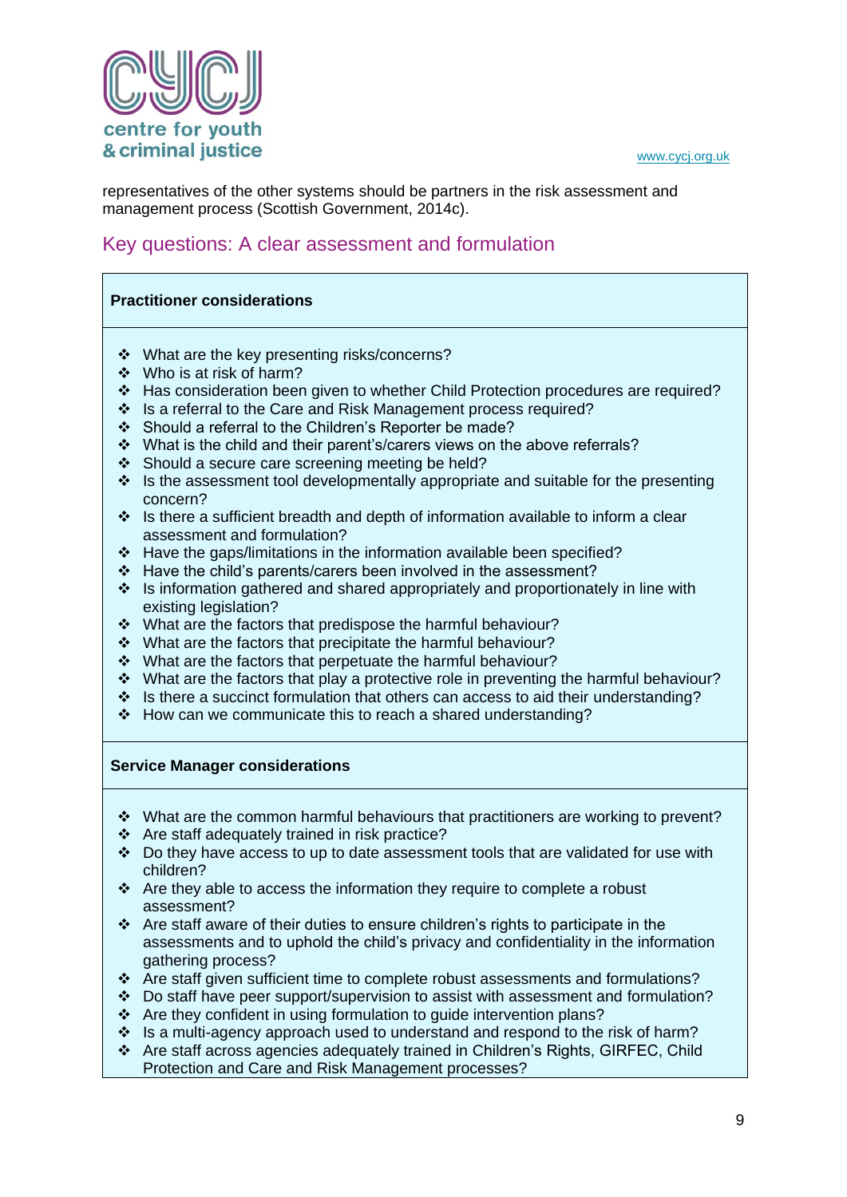representatives of the other systems should be partners in the risk assessment and management process (Scottish Government, 2014c).

## Key questions: A clear assessment and formulation

**Practitioner considerations**

- What are the key presenting risks/concerns?
- Who is at risk of harm?
- Has consideration been given to whether Child Protection procedures are required?
- Is a referral to the Care and Risk Management process required?
- Should a referral to the Children's Reporter be made?
- What is the child and their parent's/carers views on the above referrals?
- Should a secure care screening meeting be held?
- Is the assessment tool developmentally appropriate and suitable for the presenting concern?
- Is there a sufficient breadth and depth of information available to inform a clear assessment and formulation?
- Have the gaps/limitations in the information available been specified?
- Have the child's parents/carers been involved in the assessment?
- Is information gathered and shared appropriately and proportionately in line with existing legislation?
- What are the factors that predispose the harmful behaviour?
- What are the factors that precipitate the harmful behaviour?
- What are the factors that perpetuate the harmful behaviour?
- What are the factors that play a protective role in preventing the harmful behaviour?
- Is there a succinct formulation that others can access to aid their understanding?
- How can we communicate this to reach a shared understanding?

**Service Manager considerations**

- What are the common harmful behaviours that practitioners are working to prevent?
- Are staff adequately trained in risk practice?
- Do they have access to up to date assessment tools that are validated for use with children?
- Are they able to access the information they require to complete a robust assessment?
- Are staff aware of their duties to ensure children's rights to participate in the assessments and to uphold the child's privacy and confidentiality in the information gathering process?
- Are staff given sufficient time to complete robust assessments and formulations?
- Do staff have peer support/supervision to assist with assessment and formulation?
- Are they confident in using formulation to guide intervention plans?
- Is a multi-agency approach used to understand and respond to the risk of harm?
- Are staff across agencies adequately trained in Children's Rights, GIRFEC, Child Protection and Care and Risk Management processes?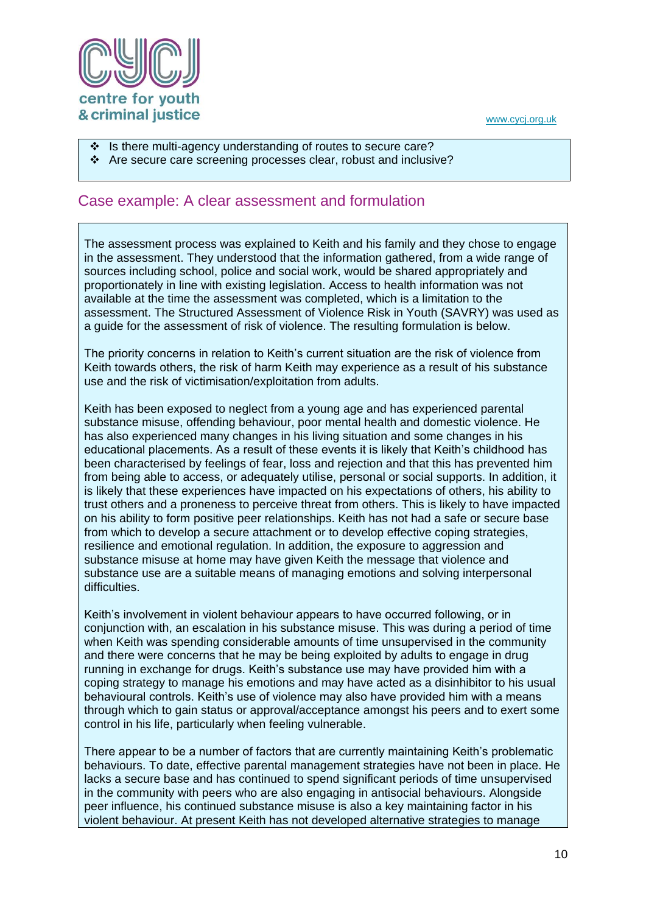- Is there multi-agency understanding of routes to secure care?
- Are secure care screening processes clear, robust and inclusive?

## Case example: A clear assessment and formulation

The assessment process was explained to Keith and his family and they chose to engage in the assessment. They understood that the information gathered, from a wide range of sources including school, police and social work, would be shared appropriately and proportionately in line with existing legislation. Access to health information was not available at the time the assessment was completed, which is a limitation to the assessment. The Structured Assessment of Violence Risk in Youth (SAVRY) was used as a guide for the assessment of risk of violence. The resulting formulation is below.

The priority concerns in relation to Keith's current situation are the risk of violence from Keith towards others, the risk of harm Keith may experience as a result of his substance use and the risk of victimisation/exploitation from adults.

Keith has been exposed to neglect from a young age and has experienced parental substance misuse, offending behaviour, poor mental health and domestic violence. He has also experienced many changes in his living situation and some changes in his educational placements. As a result of these events it is likely that Keith's childhood has been characterised by feelings of fear, loss and rejection and that this has prevented him from being able to access, or adequately utilise, personal or social supports. In addition, it is likely that these experiences have impacted on his expectations of others, his ability to trust others and a proneness to perceive threat from others. This is likely to have impacted on his ability to form positive peer relationships. Keith has not had a safe or secure base from which to develop a secure attachment or to develop effective coping strategies, resilience and emotional regulation. In addition, the exposure to aggression and substance misuse at home may have given Keith the message that violence and substance use are a suitable means of managing emotions and solving interpersonal difficulties.

Keith's involvement in violent behaviour appears to have occurred following, or in conjunction with, an escalation in his substance misuse. This was during a period of time when Keith was spending considerable amounts of time unsupervised in the community and there were concerns that he may be being exploited by adults to engage in drug running in exchange for drugs. Keith's substance use may have provided him with a coping strategy to manage his emotions and may have acted as a disinhibitor to his usual behavioural controls. Keith's use of violence may also have provided him with a means through which to gain status or approval/acceptance amongst his peers and to exert some control in his life, particularly when feeling vulnerable.

There appear to be a number of factors that are currently maintaining Keith's problematic behaviours. To date, effective parental management strategies have not been in place. He lacks a secure base and has continued to spend significant periods of time unsupervised in the community with peers who are also engaging in antisocial behaviours. Alongside peer influence, his continued substance misuse is also a key maintaining factor in his violent behaviour. At present Keith has not developed alternative strategies to manage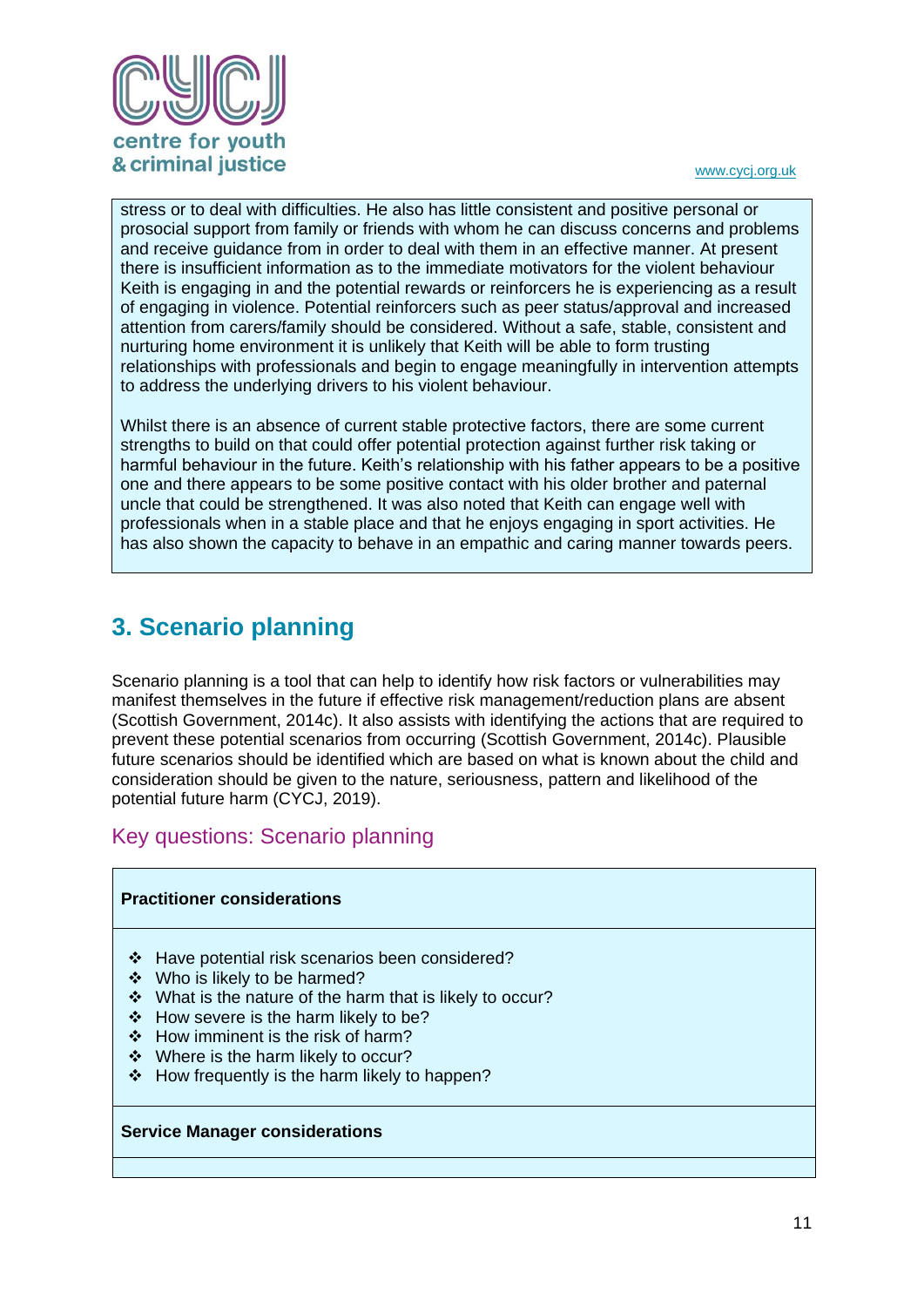stress or to deal with difficulties. He also has little consistent and positive personal or prosocial support from family or friends with whom he can discuss concerns and problems and receive guidance from in order to deal with them in an effective manner. At present there is insufficient information as to the immediate motivators for the violent behaviour Keith is engaging in and the potential rewards or reinforcers he is experiencing as a result of engaging in violence. Potential reinforcers such as peer status/approval and increased attention from carers/family should be considered. Without a safe, stable, consistent and nurturing home environment it is unlikely that Keith will be able to form trusting relationships with professionals and begin to engage meaningfully in intervention attempts to address the underlying drivers to his violent behaviour.

Whilst there is an absence of current stable protective factors, there are some current strengths to build on that could offer potential protection against further risk taking or harmful behaviour in the future. Keith's relationship with his father appears to be a positive one and there appears to be some positive contact with his older brother and paternal uncle that could be strengthened. It was also noted that Keith can engage well with professionals when in a stable place and that he enjoys engaging in sport activities. He has also shown the capacity to behave in an empathic and caring manner towards peers.

## 3. Scenario planning

Scenario planning is a tool that can help to identify how risk factors or vulnerabilities may manifest themselves in the future if effective risk management/reduction plans are absent (Scottish Government, 2014c). It also assists with identifying the actions that are required to prevent these potential scenarios from occurring (Scottish Government, 2014c). Plausible future scenarios should be identified which are based on what is known about the child and consideration should be given to the nature, seriousness, pattern and likelihood of the potential future harm (CYCJ, 2019).

### Key questions: Scenario planning

**Practitioner considerations**

- ❖ Have potential risk scenarios been considered?
- ❖ Who is likely to be harmed?
- ❖ What is the nature of the harm that is likely to occur?
- ❖ How severe is the harm likely to be?
- ❖ How imminent is the risk of harm?
- ❖ Where is the harm likely to occur?
- ❖ How frequently is the harm likely to happen?

**Service Manager considerations**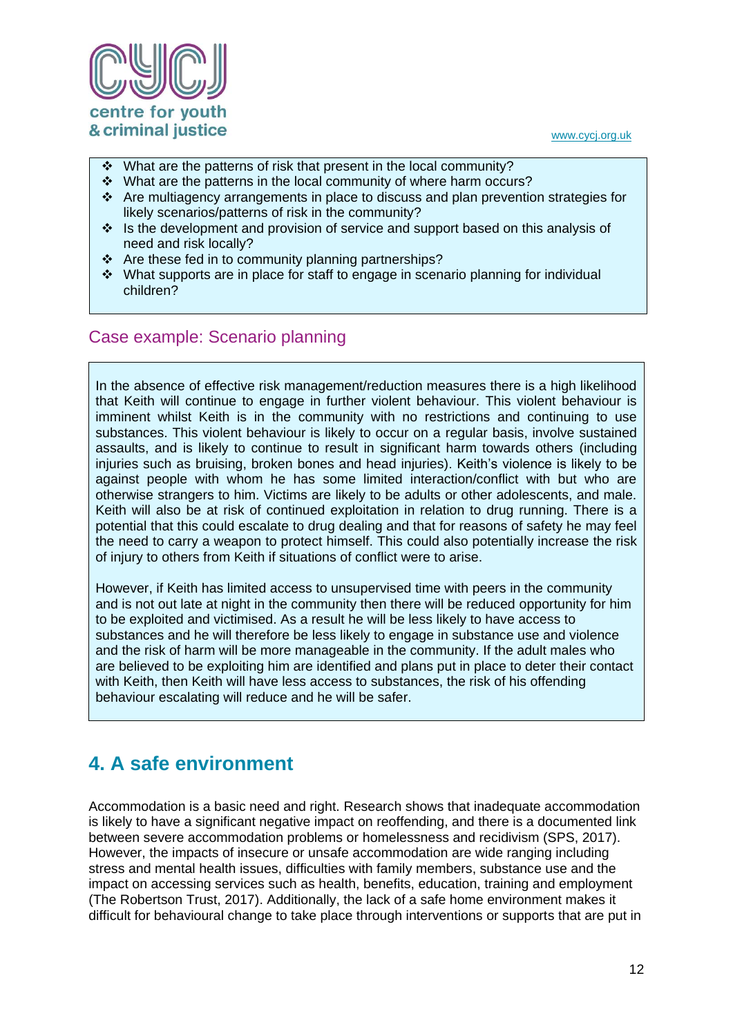- What are the patterns of risk that present in the local community?
- What are the patterns in the local community of where harm occurs?
- Are multiagency arrangements in place to discuss and plan prevention strategies for likely scenarios/patterns of risk in the community?
- Is the development and provision of service and support based on this analysis of need and risk locally?
- Are these fed in to community planning partnerships?
- What supports are in place for staff to engage in scenario planning for individual children?

### Case example: Scenario planning

In the absence of effective risk management/reduction measures there is a high likelihood that Keith will continue to engage in further violent behaviour. This violent behaviour is imminent whilst Keith is in the community with no restrictions and continuing to use substances. This violent behaviour is likely to occur on a regular basis, involve sustained assaults, and is likely to continue to result in significant harm towards others (including injuries such as bruising, broken bones and head injuries). Keith's violence is likely to be against people with whom he has some limited interaction/conflict with but who are otherwise strangers to him. Victims are likely to be adults or other adolescents, and male. Keith will also be at risk of continued exploitation in relation to drug running. There is a potential that this could escalate to drug dealing and that for reasons of safety he may feel the need to carry a weapon to protect himself. This could also potentially increase the risk of injury to others from Keith if situations of conflict were to arise.

However, if Keith has limited access to unsupervised time with peers in the community and is not out late at night in the community then there will be reduced opportunity for him to be exploited and victimised. As a result he will be less likely to have access to substances and he will therefore be less likely to engage in substance use and violence and the risk of harm will be more manageable in the community. If the adult males who are believed to be exploiting him are identified and plans put in place to deter their contact with Keith, then Keith will have less access to substances, the risk of his offending behaviour escalating will reduce and he will be safer.

## 4. A safe environment

Accommodation is a basic need and right. Research shows that inadequate accommodation is likely to have a significant negative impact on reoffending, and there is a documented link between severe accommodation problems or homelessness and recidivism (SPS, 2017). However, the impacts of insecure or unsafe accommodation are wide ranging including stress and mental health issues, difficulties with family members, substance use and the impact on accessing services such as health, benefits, education, training and employment (The Robertson Trust, 2017). Additionally, the lack of a safe home environment makes it difficult for behavioural change to take place through interventions or supports that are put in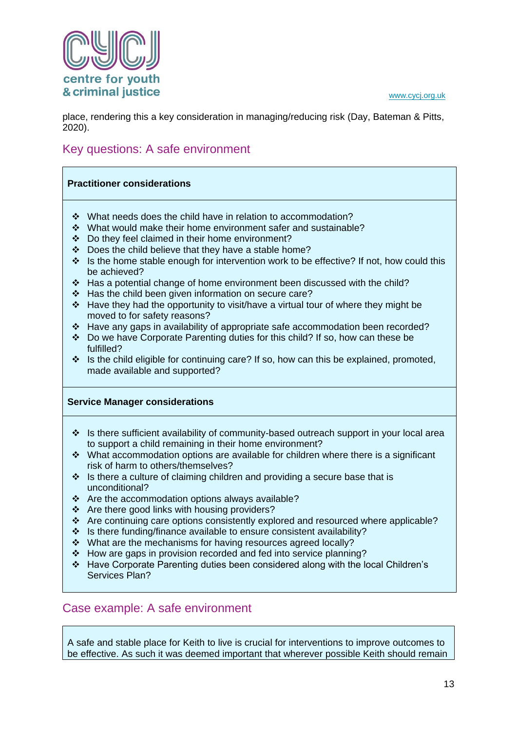place, rendering this a key consideration in managing/reducing risk (Day, Bateman & Pitts, 2020).

## Key questions: A safe environment

**Practitioner considerations**

- What needs does the child have in relation to accommodation?
- What would make their home environment safer and sustainable?
- Do they feel claimed in their home environment?
- Does the child believe that they have a stable home?
- Is the home stable enough for intervention work to be effective? If not, how could this be achieved?
- Has a potential change of home environment been discussed with the child?
- Has the child been given information on secure care?
- Have they had the opportunity to visit/have a virtual tour of where they might be moved to for safety reasons?
- Have any gaps in availability of appropriate safe accommodation been recorded?
- Do we have Corporate Parenting duties for this child? If so, how can these be fulfilled?
- Is the child eligible for continuing care? If so, how can this be explained, promoted, made available and supported?

**Service Manager considerations**

- Is there sufficient availability of community-based outreach support in your local area to support a child remaining in their home environment?
- What accommodation options are available for children where there is a significant risk of harm to others/themselves?
- Is there a culture of claiming children and providing a secure base that is unconditional?
- Are the accommodation options always available?
- Are there good links with housing providers?
- Are continuing care options consistently explored and resourced where applicable?
- Is there funding/finance available to ensure consistent availability?
- What are the mechanisms for having resources agreed locally?
- How are gaps in provision recorded and fed into service planning?
- Have Corporate Parenting duties been considered along with the local Children's Services Plan?

## Case example: A safe environment

A safe and stable place for Keith to live is crucial for interventions to improve outcomes to be effective. As such it was deemed important that wherever possible Keith should remain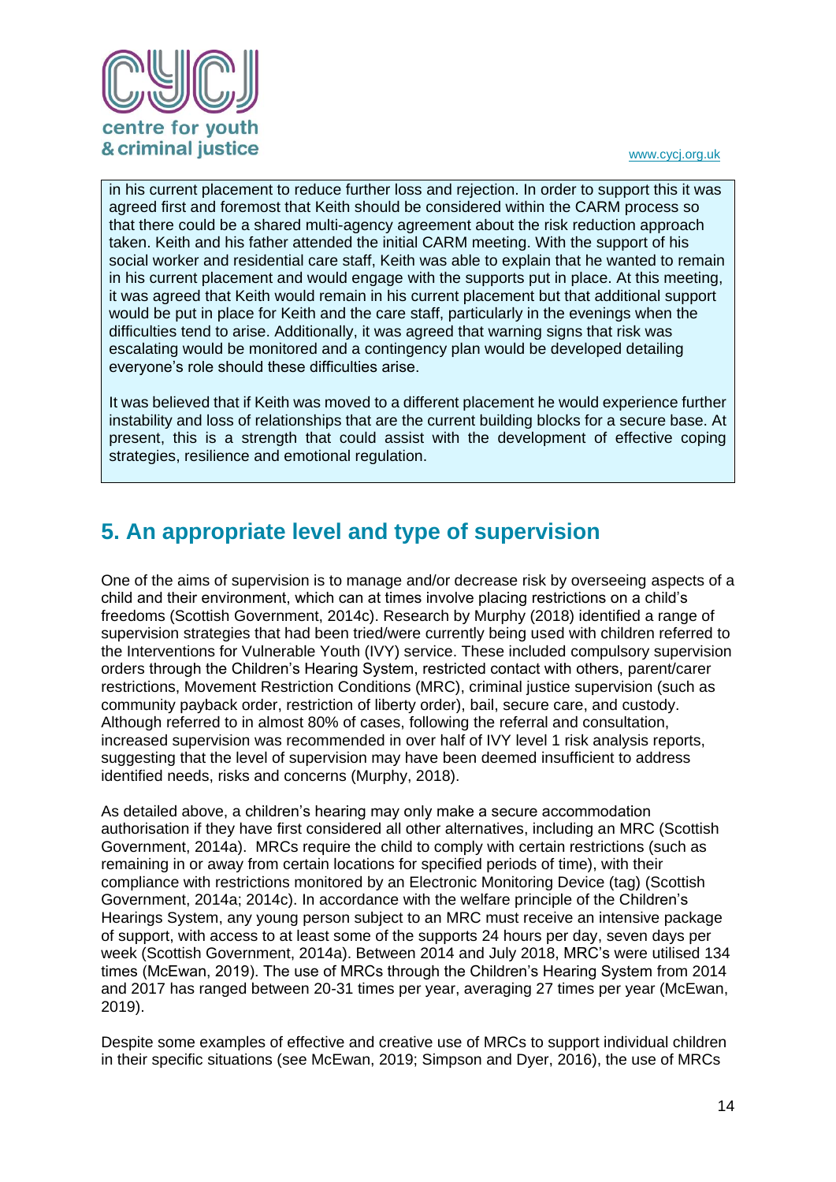in his current placement to reduce further loss and rejection. In order to support this it was agreed first and foremost that Keith should be considered within the CARM process so that there could be a shared multi-agency agreement about the risk reduction approach taken. Keith and his father attended the initial CARM meeting. With the support of his social worker and residential care staff, Keith was able to explain that he wanted to remain in his current placement and would engage with the supports put in place. At this meeting, it was agreed that Keith would remain in his current placement but that additional support would be put in place for Keith and the care staff, particularly in the evenings when the difficulties tend to arise. Additionally, it was agreed that warning signs that risk was escalating would be monitored and a contingency plan would be developed detailing everyone's role should these difficulties arise.

It was believed that if Keith was moved to a different placement he would experience further instability and loss of relationships that are the current building blocks for a secure base. At present, this is a strength that could assist with the development of effective coping strategies, resilience and emotional regulation.

## 5. An appropriate level and type of supervision

One of the aims of supervision is to manage and/or decrease risk by overseeing aspects of a child and their environment, which can at times involve placing restrictions on a child's freedoms (Scottish Government, 2014c). Research by Murphy (2018) identified a range of supervision strategies that had been tried/were currently being used with children referred to the Interventions for Vulnerable Youth (IVY) service. These included compulsory supervision orders through the Children's Hearing System, restricted contact with others, parent/carer restrictions, Movement Restriction Conditions (MRC), criminal justice supervision (such as community payback order, restriction of liberty order), bail, secure care, and custody. Although referred to in almost 80% of cases, following the referral and consultation, increased supervision was recommended in over half of IVY level 1 risk analysis reports, suggesting that the level of supervision may have been deemed insufficient to address identified needs, risks and concerns (Murphy, 2018).

As detailed above, a children's hearing may only make a secure accommodation authorisation if they have first considered all other alternatives, including an MRC (Scottish Government, 2014a). MRCs require the child to comply with certain restrictions (such as remaining in or away from certain locations for specified periods of time), with their compliance with restrictions monitored by an Electronic Monitoring Device (tag) (Scottish Government, 2014a; 2014c). In accordance with the welfare principle of the Children's Hearings System, any young person subject to an MRC must receive an intensive package of support, with access to at least some of the supports 24 hours per day, seven days per week (Scottish Government, 2014a). Between 2014 and July 2018, MRC's were utilised 134 times (McEwan, 2019). The use of MRCs through the Children's Hearing System from 2014 and 2017 has ranged between 20-31 times per year, averaging 27 times per year (McEwan, 2019).

Despite some examples of effective and creative use of MRCs to support individual children in their specific situations (see McEwan, 2019; Simpson and Dyer, 2016), the use of MRCs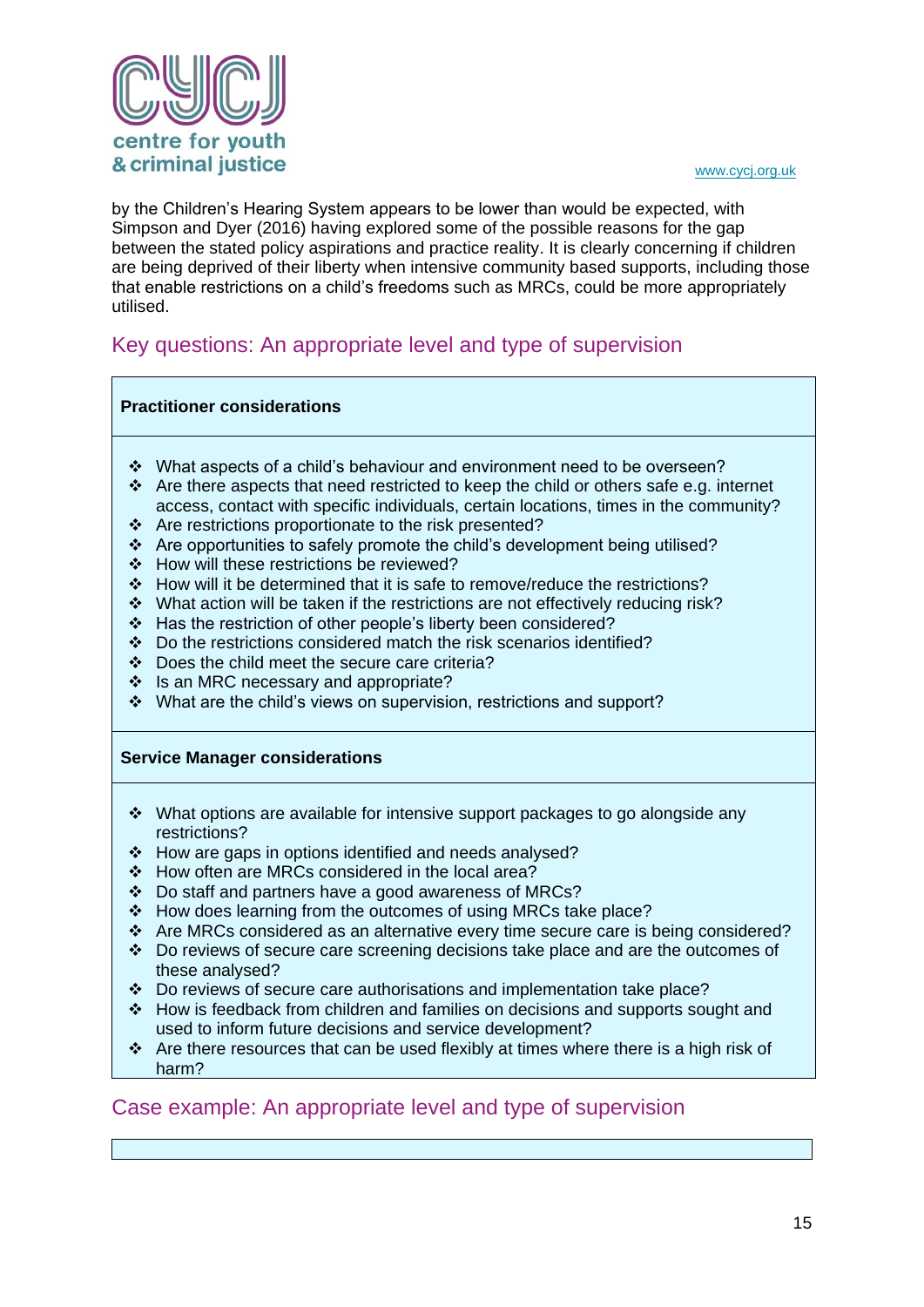by the Children's Hearing System appears to be lower than would be expected, with Simpson and Dyer (2016) having explored some of the possible reasons for the gap between the stated policy aspirations and practice reality. It is clearly concerning if children are being deprived of their liberty when intensive community based supports, including those that enable restrictions on a child's freedoms such as MRCs, could be more appropriately utilised.

## Key questions: An appropriate level and type of supervision

**Practitioner considerations**

- What aspects of a child's behaviour and environment need to be overseen?
- Are there aspects that need restricted to keep the child or others safe e.g. internet access, contact with specific individuals, certain locations, times in the community?
- Are restrictions proportionate to the risk presented?
- Are opportunities to safely promote the child's development being utilised?
- How will these restrictions be reviewed?
- How will it be determined that it is safe to remove/reduce the restrictions?
- What action will be taken if the restrictions are not effectively reducing risk?
- Has the restriction of other people's liberty been considered?
- Do the restrictions considered match the risk scenarios identified?
- Does the child meet the secure care criteria?
- Is an MRC necessary and appropriate?
- What are the child's views on supervision, restrictions and support?

**Service Manager considerations**

- What options are available for intensive support packages to go alongside any restrictions?
- How are gaps in options identified and needs analysed?
- How often are MRCs considered in the local area?
- Do staff and partners have a good awareness of MRCs?
- How does learning from the outcomes of using MRCs take place?
- Are MRCs considered as an alternative every time secure care is being considered?
- Do reviews of secure care screening decisions take place and are the outcomes of these analysed?
- Do reviews of secure care authorisations and implementation take place?
- How is feedback from children and families on decisions and supports sought and used to inform future decisions and service development?
- Are there resources that can be used flexibly at times where there is a high risk of harm?

## Case example: An appropriate level and type of supervision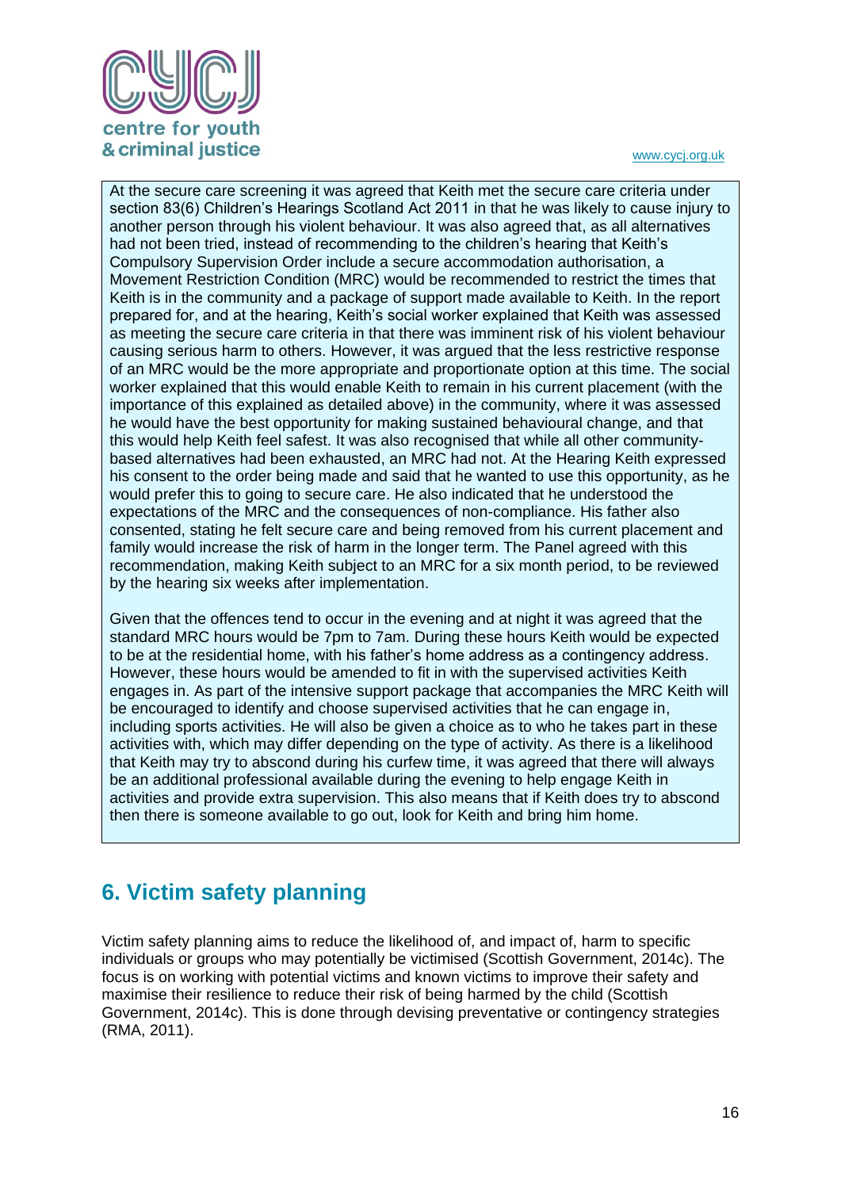At the secure care screening it was agreed that Keith met the secure care criteria under section 83(6) Children's Hearings Scotland Act 2011 in that he was likely to cause injury to another person through his violent behaviour. It was also agreed that, as all alternatives had not been tried, instead of recommending to the children's hearing that Keith's Compulsory Supervision Order include a secure accommodation authorisation, a Movement Restriction Condition (MRC) would be recommended to restrict the times that Keith is in the community and a package of support made available to Keith. In the report prepared for, and at the hearing, Keith's social worker explained that Keith was assessed as meeting the secure care criteria in that there was imminent risk of his violent behaviour causing serious harm to others. However, it was argued that the less restrictive response of an MRC would be the more appropriate and proportionate option at this time. The social worker explained that this would enable Keith to remain in his current placement (with the importance of this explained as detailed above) in the community, where it was assessed he would have the best opportunity for making sustained behavioural change, and that this would help Keith feel safest. It was also recognised that while all other community-based alternatives had been exhausted, an MRC had not. At the Hearing Keith expressed his consent to the order being made and said that he wanted to use this opportunity, as he would prefer this to going to secure care. He also indicated that he understood the expectations of the MRC and the consequences of non-compliance. His father also consented, stating he felt secure care and being removed from his current placement and family would increase the risk of harm in the longer term. The Panel agreed with this recommendation, making Keith subject to an MRC for a six month period, to be reviewed by the hearing six weeks after implementation.

Given that the offences tend to occur in the evening and at night it was agreed that the standard MRC hours would be 7pm to 7am. During these hours Keith would be expected to be at the residential home, with his father's home address as a contingency address. However, these hours would be amended to fit in with the supervised activities Keith engages in. As part of the intensive support package that accompanies the MRC Keith will be encouraged to identify and choose supervised activities that he can engage in, including sports activities. He will also be given a choice as to who he takes part in these activities with, which may differ depending on the type of activity. As there is a likelihood that Keith may try to abscond during his curfew time, it was agreed that there will always be an additional professional available during the evening to help engage Keith in activities and provide extra supervision. This also means that if Keith does try to abscond then there is someone available to go out, look for Keith and bring him home.

## 6. Victim safety planning

Victim safety planning aims to reduce the likelihood of, and impact of, harm to specific individuals or groups who may potentially be victimised (Scottish Government, 2014c). The focus is on working with potential victims and known victims to improve their safety and maximise their resilience to reduce their risk of being harmed by the child (Scottish Government, 2014c). This is done through devising preventative or contingency strategies (RMA, 2011).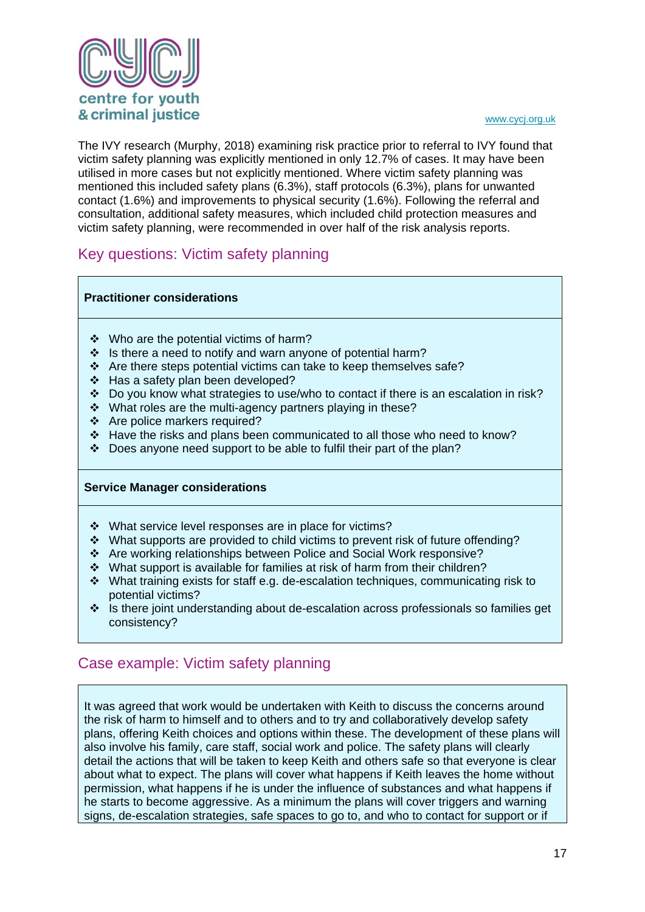The IVY research (Murphy, 2018) examining risk practice prior to referral to IVY found that victim safety planning was explicitly mentioned in only 12.7% of cases. It may have been utilised in more cases but not explicitly mentioned. Where victim safety planning was mentioned this included safety plans (6.3%), staff protocols (6.3%), plans for unwanted contact (1.6%) and improvements to physical security (1.6%). Following the referral and consultation, additional safety measures, which included child protection measures and victim safety planning, were recommended in over half of the risk analysis reports.

## Key questions: Victim safety planning

**Practitioner considerations**

- Who are the potential victims of harm?
- Is there a need to notify and warn anyone of potential harm?
- Are there steps potential victims can take to keep themselves safe?
- Has a safety plan been developed?
- Do you know what strategies to use/who to contact if there is an escalation in risk?
- What roles are the multi-agency partners playing in these?
- Are police markers required?
- Have the risks and plans been communicated to all those who need to know?
- Does anyone need support to be able to fulfil their part of the plan?

**Service Manager considerations**

- What service level responses are in place for victims?
- What supports are provided to child victims to prevent risk of future offending?
- Are working relationships between Police and Social Work responsive?
- What support is available for families at risk of harm from their children?
- What training exists for staff e.g. de-escalation techniques, communicating risk to potential victims?
- Is there joint understanding about de-escalation across professionals so families get consistency?

## Case example: Victim safety planning

It was agreed that work would be undertaken with Keith to discuss the concerns around the risk of harm to himself and to others and to try and collaboratively develop safety plans, offering Keith choices and options within these. The development of these plans will also involve his family, care staff, social work and police. The safety plans will clearly detail the actions that will be taken to keep Keith and others safe so that everyone is clear about what to expect. The plans will cover what happens if Keith leaves the home without permission, what happens if he is under the influence of substances and what happens if he starts to become aggressive. As a minimum the plans will cover triggers and warning signs, de-escalation strategies, safe spaces to go to, and who to contact for support or if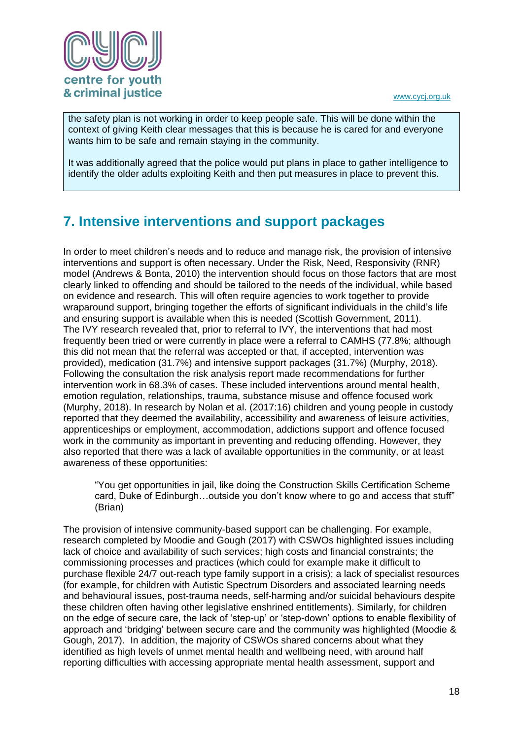the safety plan is not working in order to keep people safe. This will be done within the context of giving Keith clear messages that this is because he is cared for and everyone wants him to be safe and remain staying in the community.

It was additionally agreed that the police would put plans in place to gather intelligence to identify the older adults exploiting Keith and then put measures in place to prevent this.

## 7. Intensive interventions and support packages

In order to meet children's needs and to reduce and manage risk, the provision of intensive interventions and support is often necessary. Under the Risk, Need, Responsivity (RNR) model (Andrews & Bonta, 2010) the intervention should focus on those factors that are most clearly linked to offending and should be tailored to the needs of the individual, while based on evidence and research. This will often require agencies to work together to provide wraparound support, bringing together the efforts of significant individuals in the child's life and ensuring support is available when this is needed (Scottish Government, 2011). The IVY research revealed that, prior to referral to IVY, the interventions that had most frequently been tried or were currently in place were a referral to CAMHS (77.8%; although this did not mean that the referral was accepted or that, if accepted, intervention was provided), medication (31.7%) and intensive support packages (31.7%) (Murphy, 2018). Following the consultation the risk analysis report made recommendations for further intervention work in 68.3% of cases. These included interventions around mental health, emotion regulation, relationships, trauma, substance misuse and offence focused work (Murphy, 2018). In research by Nolan et al. (2017:16) children and young people in custody reported that they deemed the availability, accessibility and awareness of leisure activities, apprenticeships or employment, accommodation, addictions support and offence focused work in the community as important in preventing and reducing offending. However, they also reported that there was a lack of available opportunities in the community, or at least awareness of these opportunities:

> "You get opportunities in jail, like doing the Construction Skills Certification Scheme card, Duke of Edinburgh…outside you don't know where to go and access that stuff" (Brian)

The provision of intensive community-based support can be challenging. For example, research completed by Moodie and Gough (2017) with CSWOs highlighted issues including lack of choice and availability of such services; high costs and financial constraints; the commissioning processes and practices (which could for example make it difficult to purchase flexible 24/7 out-reach type family support in a crisis); a lack of specialist resources (for example, for children with Autistic Spectrum Disorders and associated learning needs and behavioural issues, post-trauma needs, self-harming and/or suicidal behaviours despite these children often having other legislative enshrined entitlements). Similarly, for children on the edge of secure care, the lack of 'step-up' or 'step-down' options to enable flexibility of approach and 'bridging' between secure care and the community was highlighted (Moodie & Gough, 2017). In addition, the majority of CSWOs shared concerns about what they identified as high levels of unmet mental health and wellbeing need, with around half reporting difficulties with accessing appropriate mental health assessment, support and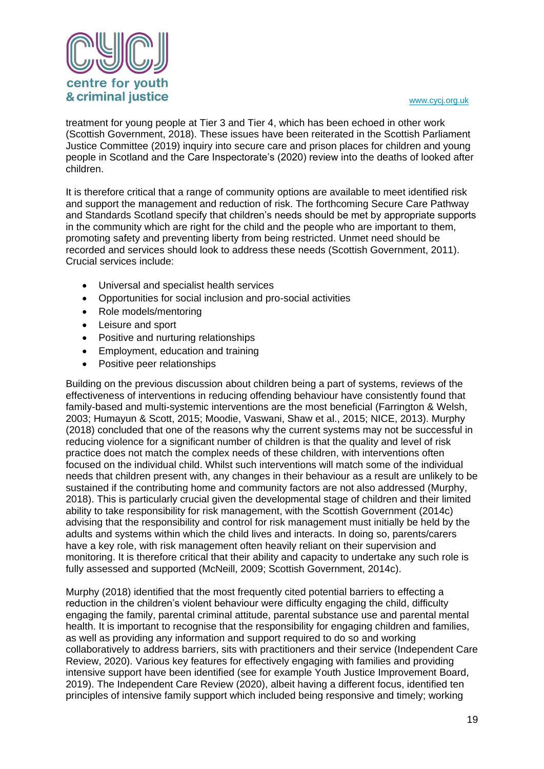treatment for young people at Tier 3 and Tier 4, which has been echoed in other work (Scottish Government, 2018). These issues have been reiterated in the Scottish Parliament Justice Committee (2019) inquiry into secure care and prison places for children and young people in Scotland and the Care Inspectorate's (2020) review into the deaths of looked after children.

It is therefore critical that a range of community options are available to meet identified risk and support the management and reduction of risk. The forthcoming Secure Care Pathway and Standards Scotland specify that children's needs should be met by appropriate supports in the community which are right for the child and the people who are important to them, promoting safety and preventing liberty from being restricted. Unmet need should be recorded and services should look to address these needs (Scottish Government, 2011). Crucial services include:

- Universal and specialist health services
- Opportunities for social inclusion and pro-social activities
- Role models/mentoring
- Leisure and sport
- Positive and nurturing relationships
- Employment, education and training
- Positive peer relationships

Building on the previous discussion about children being a part of systems, reviews of the effectiveness of interventions in reducing offending behaviour have consistently found that family-based and multi-systemic interventions are the most beneficial (Farrington & Welsh, 2003; Humayun & Scott, 2015; Moodie, Vaswani, Shaw et al., 2015; NICE, 2013). Murphy (2018) concluded that one of the reasons why the current systems may not be successful in reducing violence for a significant number of children is that the quality and level of risk practice does not match the complex needs of these children, with interventions often focused on the individual child. Whilst such interventions will match some of the individual needs that children present with, any changes in their behaviour as a result are unlikely to be sustained if the contributing home and community factors are not also addressed (Murphy, 2018). This is particularly crucial given the developmental stage of children and their limited ability to take responsibility for risk management, with the Scottish Government (2014c) advising that the responsibility and control for risk management must initially be held by the adults and systems within which the child lives and interacts. In doing so, parents/carers have a key role, with risk management often heavily reliant on their supervision and monitoring. It is therefore critical that their ability and capacity to undertake any such role is fully assessed and supported (McNeill, 2009; Scottish Government, 2014c).

Murphy (2018) identified that the most frequently cited potential barriers to effecting a reduction in the children's violent behaviour were difficulty engaging the child, difficulty engaging the family, parental criminal attitude, parental substance use and parental mental health. It is important to recognise that the responsibility for engaging children and families, as well as providing any information and support required to do so and working collaboratively to address barriers, sits with practitioners and their service (Independent Care Review, 2020). Various key features for effectively engaging with families and providing intensive support have been identified (see for example Youth Justice Improvement Board, 2019). The Independent Care Review (2020), albeit having a different focus, identified ten principles of intensive family support which included being responsive and timely; working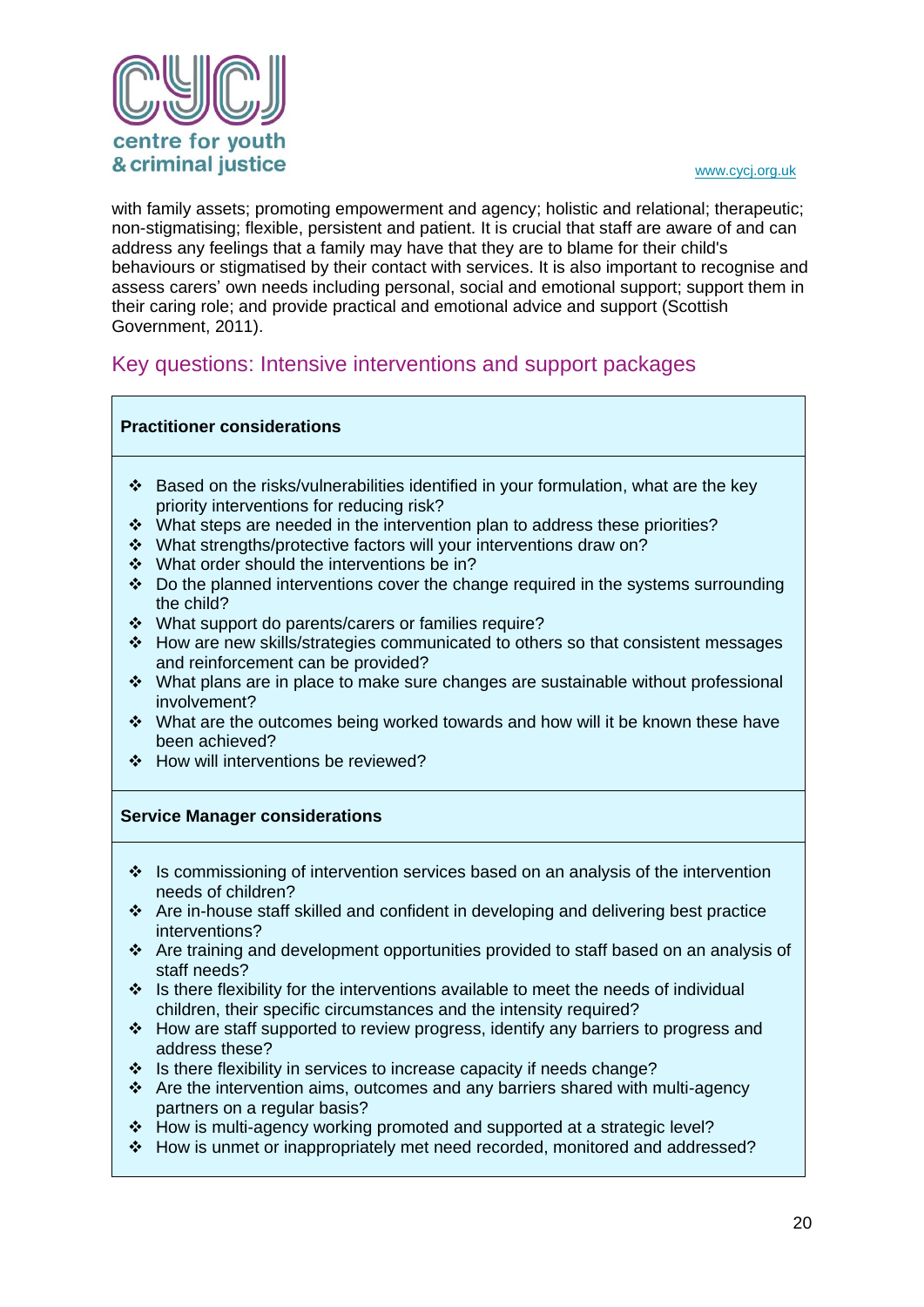with family assets; promoting empowerment and agency; holistic and relational; therapeutic; non-stigmatising; flexible, persistent and patient. It is crucial that staff are aware of and can address any feelings that a family may have that they are to blame for their child's behaviours or stigmatised by their contact with services. It is also important to recognise and assess carers' own needs including personal, social and emotional support; support them in their caring role; and provide practical and emotional advice and support (Scottish Government, 2011).

## Key questions: Intensive interventions and support packages

**Practitioner considerations**

- Based on the risks/vulnerabilities identified in your formulation, what are the key priority interventions for reducing risk?
- What steps are needed in the intervention plan to address these priorities?
- What strengths/protective factors will your interventions draw on?
- What order should the interventions be in?
- Do the planned interventions cover the change required in the systems surrounding the child?
- What support do parents/carers or families require?
- How are new skills/strategies communicated to others so that consistent messages and reinforcement can be provided?
- What plans are in place to make sure changes are sustainable without professional involvement?
- What are the outcomes being worked towards and how will it be known these have been achieved?
- How will interventions be reviewed?

**Service Manager considerations**

- Is commissioning of intervention services based on an analysis of the intervention needs of children?
- Are in-house staff skilled and confident in developing and delivering best practice interventions?
- Are training and development opportunities provided to staff based on an analysis of staff needs?
- Is there flexibility for the interventions available to meet the needs of individual children, their specific circumstances and the intensity required?
- How are staff supported to review progress, identify any barriers to progress and address these?
- Is there flexibility in services to increase capacity if needs change?
- Are the intervention aims, outcomes and any barriers shared with multi-agency partners on a regular basis?
- How is multi-agency working promoted and supported at a strategic level?
- How is unmet or inappropriately met need recorded, monitored and addressed?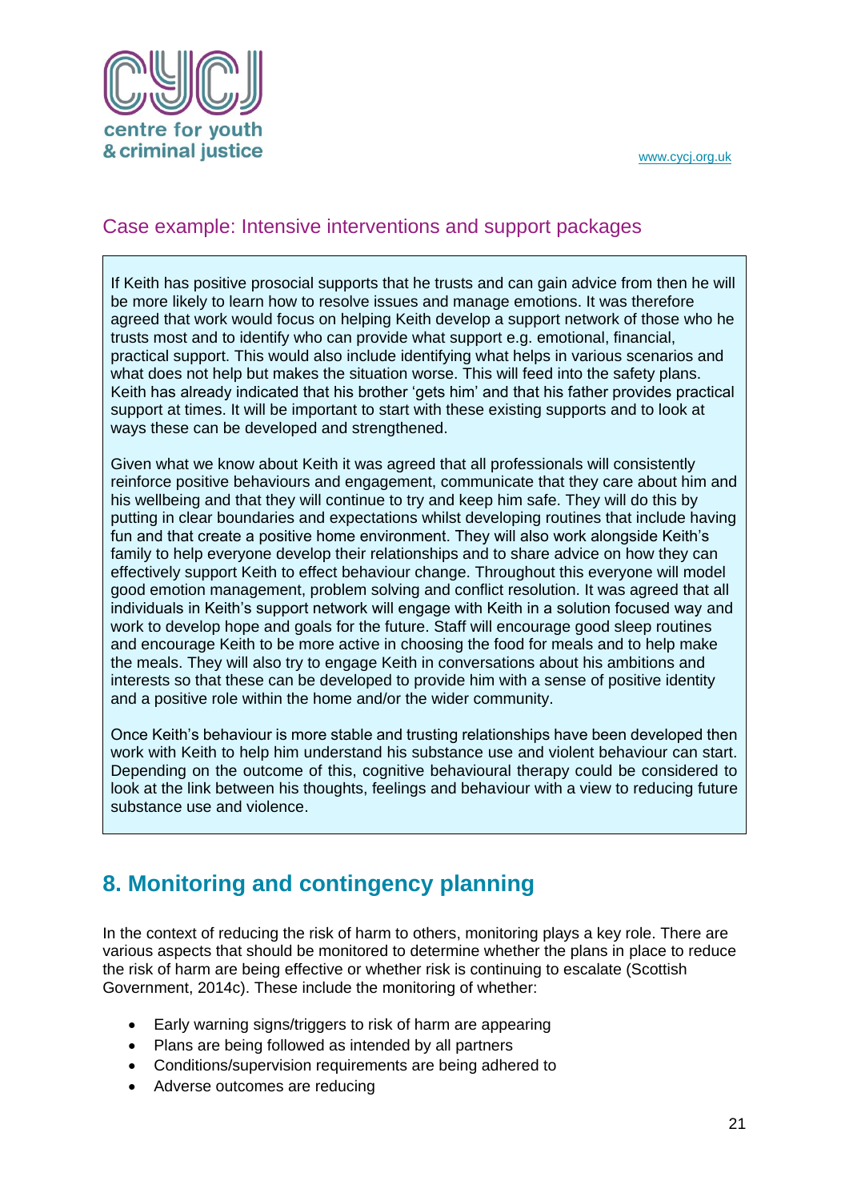## Case example: Intensive interventions and support packages

> If Keith has positive prosocial supports that he trusts and can gain advice from then he will be more likely to learn how to resolve issues and manage emotions. It was therefore agreed that work would focus on helping Keith develop a support network of those who he trusts most and to identify who can provide what support e.g. emotional, financial, practical support. This would also include identifying what helps in various scenarios and what does not help but makes the situation worse. This will feed into the safety plans. Keith has already indicated that his brother 'gets him' and that his father provides practical support at times. It will be important to start with these existing supports and to look at ways these can be developed and strengthened.
>
> Given what we know about Keith it was agreed that all professionals will consistently reinforce positive behaviours and engagement, communicate that they care about him and his wellbeing and that they will continue to try and keep him safe. They will do this by putting in clear boundaries and expectations whilst developing routines that include having fun and that create a positive home environment. They will also work alongside Keith's family to help everyone develop their relationships and to share advice on how they can effectively support Keith to effect behaviour change. Throughout this everyone will model good emotion management, problem solving and conflict resolution. It was agreed that all individuals in Keith's support network will engage with Keith in a solution focused way and work to develop hope and goals for the future. Staff will encourage good sleep routines and encourage Keith to be more active in choosing the food for meals and to help make the meals. They will also try to engage Keith in conversations about his ambitions and interests so that these can be developed to provide him with a sense of positive identity and a positive role within the home and/or the wider community.
>
> Once Keith's behaviour is more stable and trusting relationships have been developed then work with Keith to help him understand his substance use and violent behaviour can start. Depending on the outcome of this, cognitive behavioural therapy could be considered to look at the link between his thoughts, feelings and behaviour with a view to reducing future substance use and violence.

# 8. Monitoring and contingency planning

In the context of reducing the risk of harm to others, monitoring plays a key role. There are various aspects that should be monitored to determine whether the plans in place to reduce the risk of harm are being effective or whether risk is continuing to escalate (Scottish Government, 2014c). These include the monitoring of whether:

- Early warning signs/triggers to risk of harm are appearing
- Plans are being followed as intended by all partners
- Conditions/supervision requirements are being adhered to
- Adverse outcomes are reducing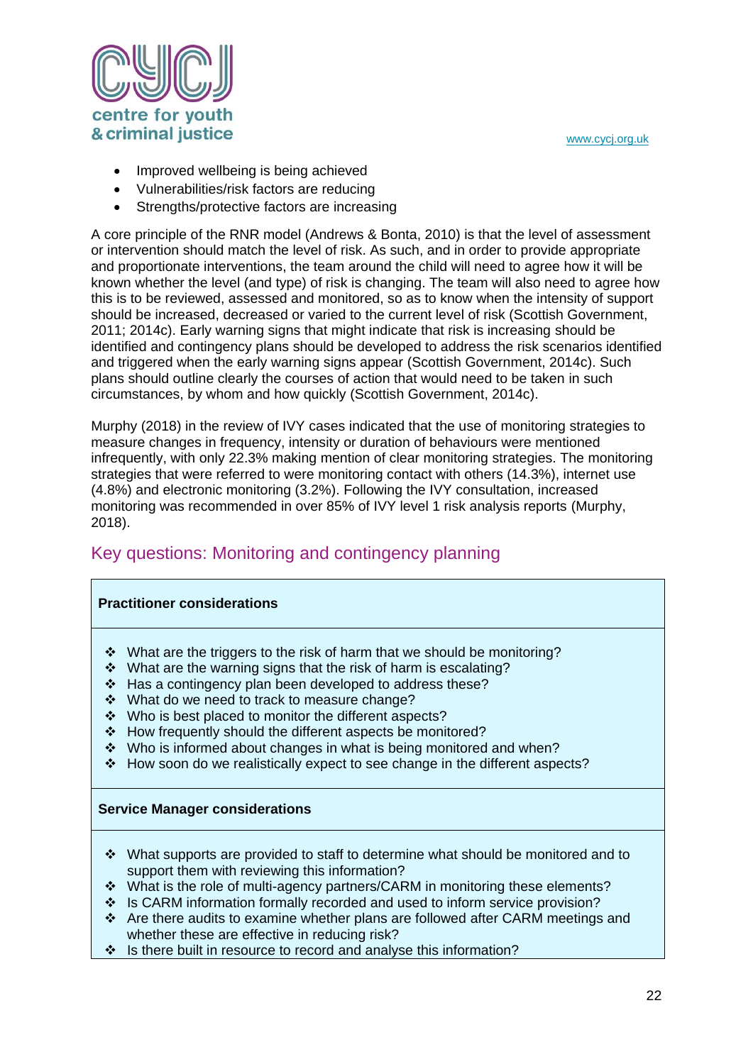- Improved wellbeing is being achieved
- Vulnerabilities/risk factors are reducing
- Strengths/protective factors are increasing

A core principle of the RNR model (Andrews & Bonta, 2010) is that the level of assessment or intervention should match the level of risk. As such, and in order to provide appropriate and proportionate interventions, the team around the child will need to agree how it will be known whether the level (and type) of risk is changing. The team will also need to agree how this is to be reviewed, assessed and monitored, so as to know when the intensity of support should be increased, decreased or varied to the current level of risk (Scottish Government, 2011; 2014c). Early warning signs that might indicate that risk is increasing should be identified and contingency plans should be developed to address the risk scenarios identified and triggered when the early warning signs appear (Scottish Government, 2014c). Such plans should outline clearly the courses of action that would need to be taken in such circumstances, by whom and how quickly (Scottish Government, 2014c).

Murphy (2018) in the review of IVY cases indicated that the use of monitoring strategies to measure changes in frequency, intensity or duration of behaviours were mentioned infrequently, with only 22.3% making mention of clear monitoring strategies. The monitoring strategies that were referred to were monitoring contact with others (14.3%), internet use (4.8%) and electronic monitoring (3.2%). Following the IVY consultation, increased monitoring was recommended in over 85% of IVY level 1 risk analysis reports (Murphy, 2018).

## Key questions: Monitoring and contingency planning

**Practitioner considerations**

- ❖ What are the triggers to the risk of harm that we should be monitoring?
- ❖ What are the warning signs that the risk of harm is escalating?
- ❖ Has a contingency plan been developed to address these?
- ❖ What do we need to track to measure change?
- ❖ Who is best placed to monitor the different aspects?
- ❖ How frequently should the different aspects be monitored?
- ❖ Who is informed about changes in what is being monitored and when?
- ❖ How soon do we realistically expect to see change in the different aspects?

**Service Manager considerations**

- ❖ What supports are provided to staff to determine what should be monitored and to support them with reviewing this information?
- ❖ What is the role of multi-agency partners/CARM in monitoring these elements?
- ❖ Is CARM information formally recorded and used to inform service provision?
- ❖ Are there audits to examine whether plans are followed after CARM meetings and whether these are effective in reducing risk?
- ❖ Is there built in resource to record and analyse this information?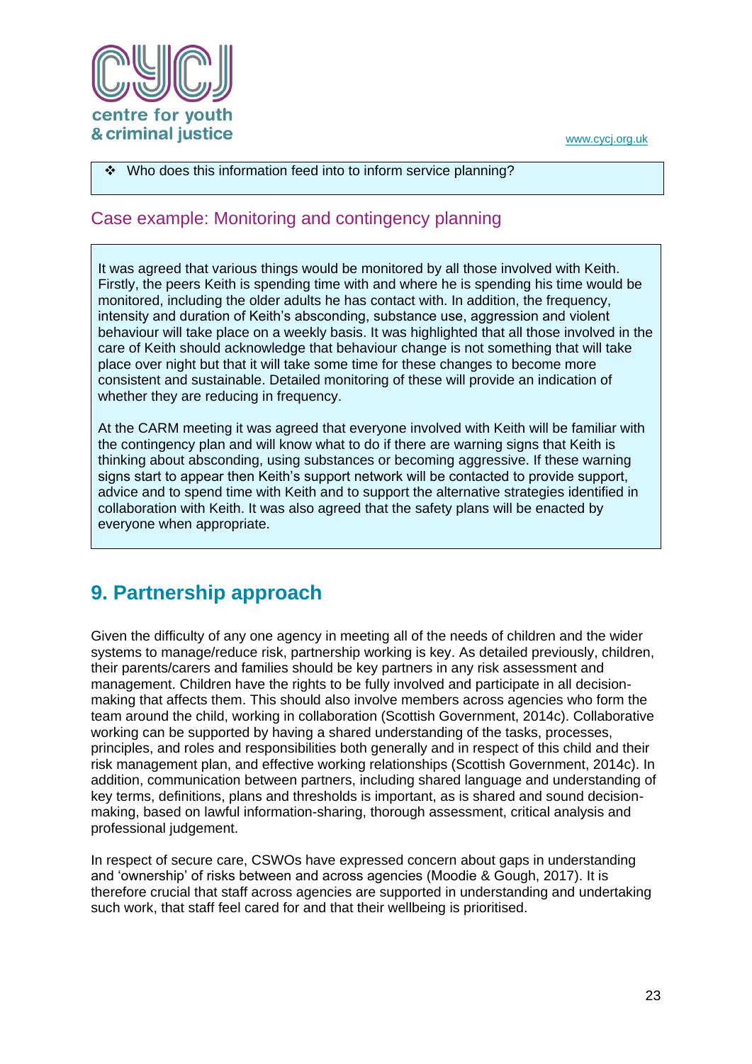❖ Who does this information feed into to inform service planning?

## Case example: Monitoring and contingency planning

It was agreed that various things would be monitored by all those involved with Keith. Firstly, the peers Keith is spending time with and where he is spending his time would be monitored, including the older adults he has contact with. In addition, the frequency, intensity and duration of Keith's absconding, substance use, aggression and violent behaviour will take place on a weekly basis. It was highlighted that all those involved in the care of Keith should acknowledge that behaviour change is not something that will take place over night but that it will take some time for these changes to become more consistent and sustainable. Detailed monitoring of these will provide an indication of whether they are reducing in frequency.

At the CARM meeting it was agreed that everyone involved with Keith will be familiar with the contingency plan and will know what to do if there are warning signs that Keith is thinking about absconding, using substances or becoming aggressive. If these warning signs start to appear then Keith's support network will be contacted to provide support, advice and to spend time with Keith and to support the alternative strategies identified in collaboration with Keith. It was also agreed that the safety plans will be enacted by everyone when appropriate.

# 9. Partnership approach

Given the difficulty of any one agency in meeting all of the needs of children and the wider systems to manage/reduce risk, partnership working is key. As detailed previously, children, their parents/carers and families should be key partners in any risk assessment and management. Children have the rights to be fully involved and participate in all decision-making that affects them. This should also involve members across agencies who form the team around the child, working in collaboration (Scottish Government, 2014c). Collaborative working can be supported by having a shared understanding of the tasks, processes, principles, and roles and responsibilities both generally and in respect of this child and their risk management plan, and effective working relationships (Scottish Government, 2014c). In addition, communication between partners, including shared language and understanding of key terms, definitions, plans and thresholds is important, as is shared and sound decision-making, based on lawful information-sharing, thorough assessment, critical analysis and professional judgement.

In respect of secure care, CSWOs have expressed concern about gaps in understanding and 'ownership' of risks between and across agencies (Moodie & Gough, 2017). It is therefore crucial that staff across agencies are supported in understanding and undertaking such work, that staff feel cared for and that their wellbeing is prioritised.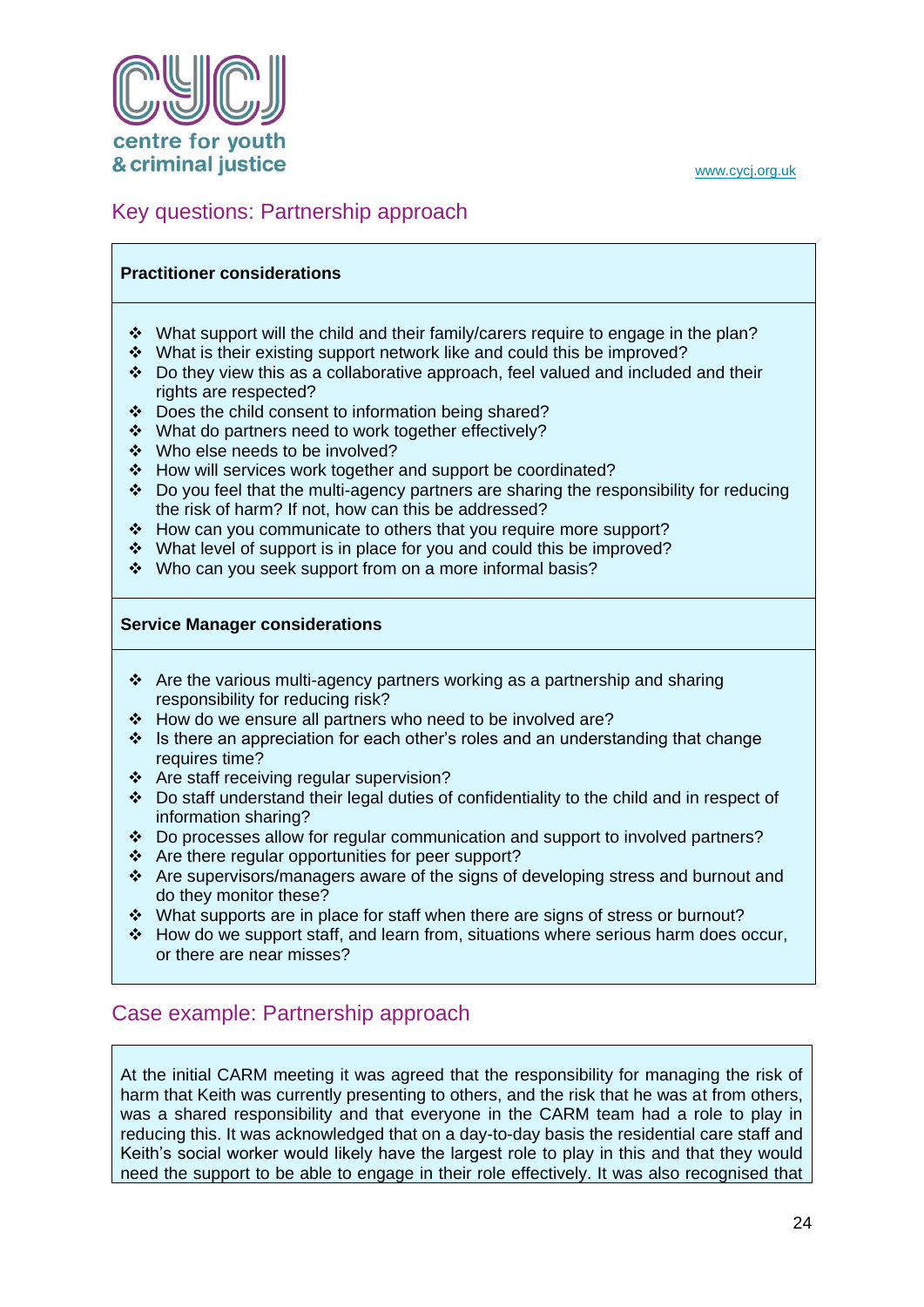## Key questions: Partnership approach

**Practitioner considerations**

- What support will the child and their family/carers require to engage in the plan?
- What is their existing support network like and could this be improved?
- Do they view this as a collaborative approach, feel valued and included and their rights are respected?
- Does the child consent to information being shared?
- What do partners need to work together effectively?
- Who else needs to be involved?
- How will services work together and support be coordinated?
- Do you feel that the multi-agency partners are sharing the responsibility for reducing the risk of harm? If not, how can this be addressed?
- How can you communicate to others that you require more support?
- What level of support is in place for you and could this be improved?
- Who can you seek support from on a more informal basis?

**Service Manager considerations**

- Are the various multi-agency partners working as a partnership and sharing responsibility for reducing risk?
- How do we ensure all partners who need to be involved are?
- Is there an appreciation for each other's roles and an understanding that change requires time?
- Are staff receiving regular supervision?
- Do staff understand their legal duties of confidentiality to the child and in respect of information sharing?
- Do processes allow for regular communication and support to involved partners?
- Are there regular opportunities for peer support?
- Are supervisors/managers aware of the signs of developing stress and burnout and do they monitor these?
- What supports are in place for staff when there are signs of stress or burnout?
- How do we support staff, and learn from, situations where serious harm does occur, or there are near misses?

## Case example: Partnership approach

At the initial CARM meeting it was agreed that the responsibility for managing the risk of harm that Keith was currently presenting to others, and the risk that he was at from others, was a shared responsibility and that everyone in the CARM team had a role to play in reducing this. It was acknowledged that on a day-to-day basis the residential care staff and Keith's social worker would likely have the largest role to play in this and that they would need the support to be able to engage in their role effectively. It was also recognised that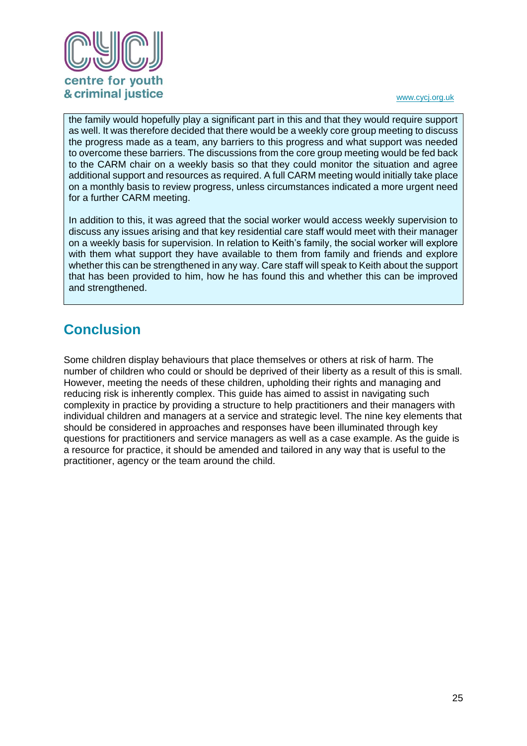the family would hopefully play a significant part in this and that they would require support as well. It was therefore decided that there would be a weekly core group meeting to discuss the progress made as a team, any barriers to this progress and what support was needed to overcome these barriers. The discussions from the core group meeting would be fed back to the CARM chair on a weekly basis so that they could monitor the situation and agree additional support and resources as required. A full CARM meeting would initially take place on a monthly basis to review progress, unless circumstances indicated a more urgent need for a further CARM meeting.

In addition to this, it was agreed that the social worker would access weekly supervision to discuss any issues arising and that key residential care staff would meet with their manager on a weekly basis for supervision. In relation to Keith's family, the social worker will explore with them what support they have available to them from family and friends and explore whether this can be strengthened in any way. Care staff will speak to Keith about the support that has been provided to him, how he has found this and whether this can be improved and strengthened.

## Conclusion

Some children display behaviours that place themselves or others at risk of harm. The number of children who could or should be deprived of their liberty as a result of this is small. However, meeting the needs of these children, upholding their rights and managing and reducing risk is inherently complex. This guide has aimed to assist in navigating such complexity in practice by providing a structure to help practitioners and their managers with individual children and managers at a service and strategic level. The nine key elements that should be considered in approaches and responses have been illuminated through key questions for practitioners and service managers as well as a case example. As the guide is a resource for practice, it should be amended and tailored in any way that is useful to the practitioner, agency or the team around the child.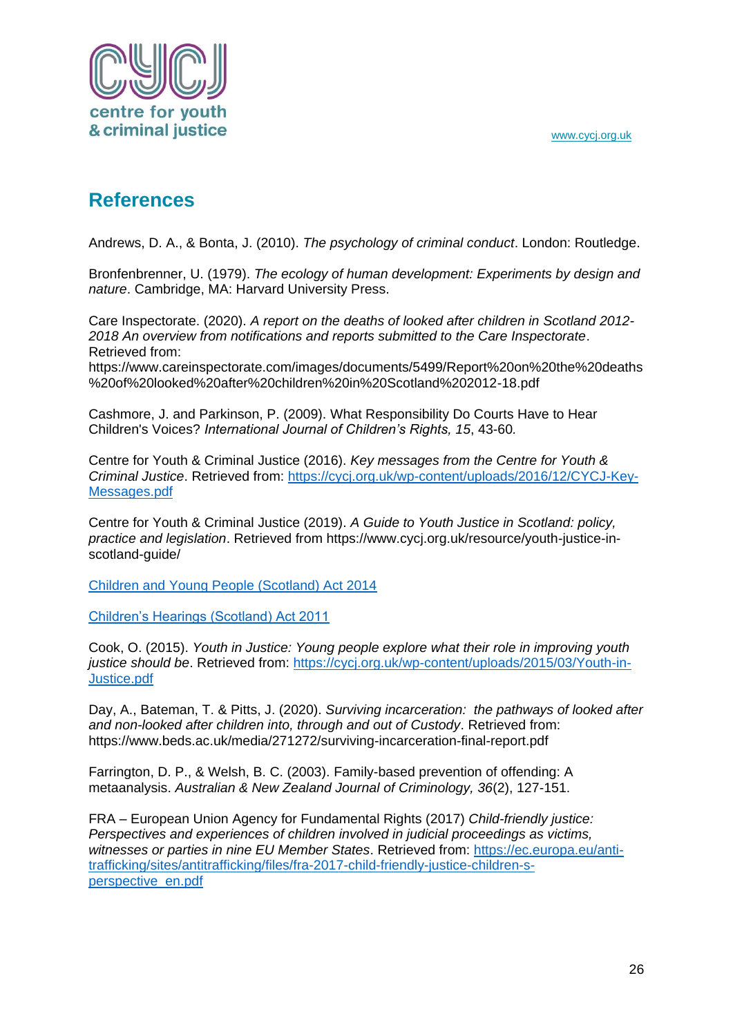## References

Andrews, D. A., & Bonta, J. (2010). *The psychology of criminal conduct*. London: Routledge.

Bronfenbrenner, U. (1979). *The ecology of human development: Experiments by design and nature*. Cambridge, MA: Harvard University Press.

Care Inspectorate. (2020). *A report on the deaths of looked after children in Scotland 2012-2018 An overview from notifications and reports submitted to the Care Inspectorate*. Retrieved from: https://www.careinspectorate.com/images/documents/5499/Report%20on%20the%20deaths%20of%20looked%20after%20children%20in%20Scotland%202012-18.pdf

Cashmore, J. and Parkinson, P. (2009). What Responsibility Do Courts Have to Hear Children's Voices? *International Journal of Children's Rights, 15*, 43-60.

Centre for Youth & Criminal Justice (2016). *Key messages from the Centre for Youth & Criminal Justice*. Retrieved from: [https://cycj.org.uk/wp-content/uploads/2016/12/CYCJ-Key-Messages.pdf](https://cycj.org.uk/wp-content/uploads/2016/12/CYCJ-Key-Messages.pdf)

Centre for Youth & Criminal Justice (2019). *A Guide to Youth Justice in Scotland: policy, practice and legislation*. Retrieved from https://www.cycj.org.uk/resource/youth-justice-in-scotland-guide/

Children and Young People (Scotland) Act 2014

Children's Hearings (Scotland) Act 2011

Cook, O. (2015). *Youth in Justice: Young people explore what their role in improving youth justice should be*. Retrieved from: [https://cycj.org.uk/wp-content/uploads/2015/03/Youth-in-Justice.pdf](https://cycj.org.uk/wp-content/uploads/2015/03/Youth-in-Justice.pdf)

Day, A., Bateman, T. & Pitts, J. (2020). *Surviving incarceration: the pathways of looked after and non-looked after children into, through and out of Custody*. Retrieved from: https://www.beds.ac.uk/media/271272/surviving-incarceration-final-report.pdf

Farrington, D. P., & Welsh, B. C. (2003). Family-based prevention of offending: A metaanalysis. *Australian & New Zealand Journal of Criminology, 36*(2), 127-151.

FRA – European Union Agency for Fundamental Rights (2017) *Child-friendly justice: Perspectives and experiences of children involved in judicial proceedings as victims, witnesses or parties in nine EU Member States*. Retrieved from: [https://ec.europa.eu/anti-trafficking/sites/antitrafficking/files/fra-2017-child-friendly-justice-children-s-perspective_en.pdf](https://ec.europa.eu/anti-trafficking/sites/antitrafficking/files/fra-2017-child-friendly-justice-children-s-perspective_en.pdf)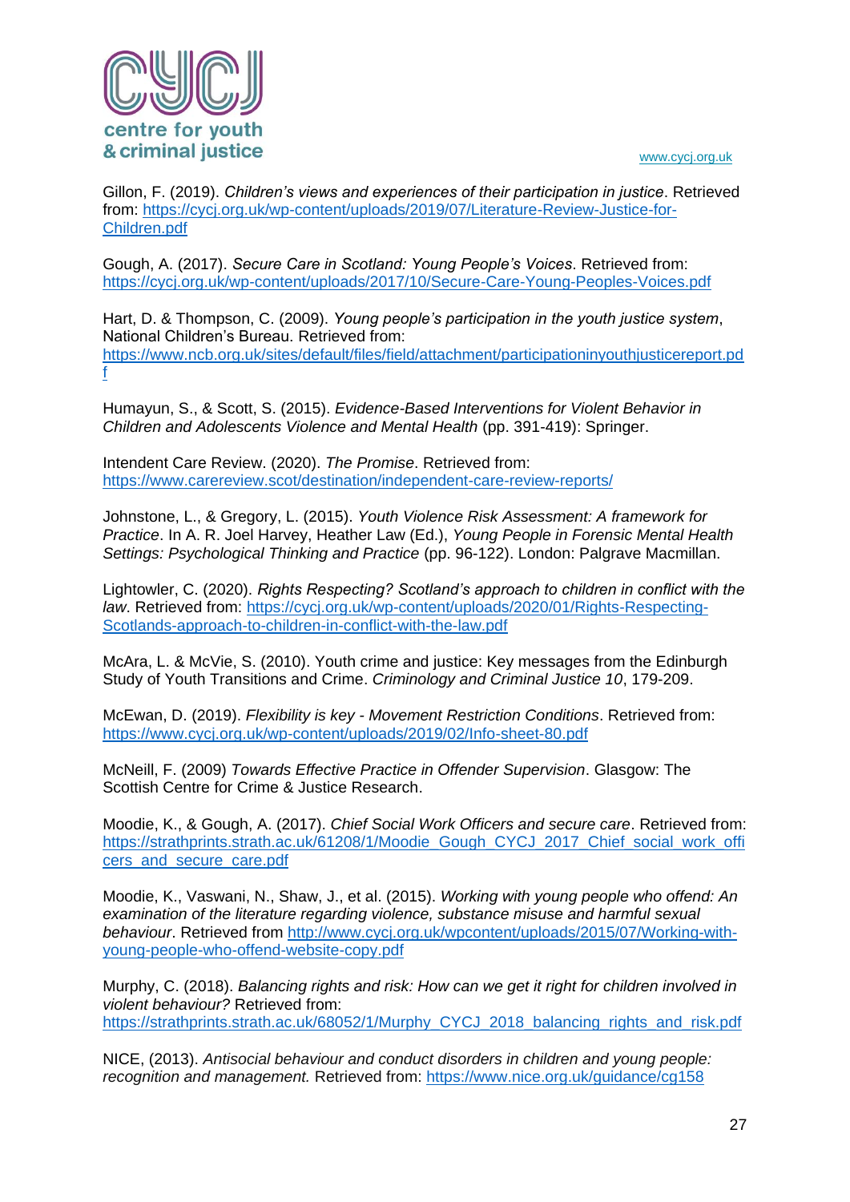Gillon, F. (2019). *Children's views and experiences of their participation in justice*. Retrieved from: https://cycj.org.uk/wp-content/uploads/2019/07/Literature-Review-Justice-for-Children.pdf

Gough, A. (2017). *Secure Care in Scotland: Young People's Voices*. Retrieved from: https://cycj.org.uk/wp-content/uploads/2017/10/Secure-Care-Young-Peoples-Voices.pdf

Hart, D. & Thompson, C. (2009). *Young people's participation in the youth justice system*, National Children's Bureau. Retrieved from: https://www.ncb.org.uk/sites/default/files/field/attachment/participationinyouthjusticereport.pdf

Humayun, S., & Scott, S. (2015). *Evidence-Based Interventions for Violent Behavior in Children and Adolescents Violence and Mental Health* (pp. 391-419): Springer.

Intendent Care Review. (2020). *The Promise*. Retrieved from: https://www.carereview.scot/destination/independent-care-review-reports/

Johnstone, L., & Gregory, L. (2015). *Youth Violence Risk Assessment: A framework for Practice*. In A. R. Joel Harvey, Heather Law (Ed.), *Young People in Forensic Mental Health Settings: Psychological Thinking and Practice* (pp. 96-122). London: Palgrave Macmillan.

Lightowler, C. (2020). *Rights Respecting? Scotland's approach to children in conflict with the law*. Retrieved from: https://cycj.org.uk/wp-content/uploads/2020/01/Rights-Respecting-Scotlands-approach-to-children-in-conflict-with-the-law.pdf

McAra, L. & McVie, S. (2010). Youth crime and justice: Key messages from the Edinburgh Study of Youth Transitions and Crime. *Criminology and Criminal Justice 10*, 179-209.

McEwan, D. (2019). *Flexibility is key - Movement Restriction Conditions*. Retrieved from: https://www.cycj.org.uk/wp-content/uploads/2019/02/Info-sheet-80.pdf

McNeill, F. (2009) *Towards Effective Practice in Offender Supervision*. Glasgow: The Scottish Centre for Crime & Justice Research.

Moodie, K., & Gough, A. (2017). *Chief Social Work Officers and secure care*. Retrieved from: https://strathprints.strath.ac.uk/61208/1/Moodie_Gough_CYCJ_2017_Chief_social_work_officers_and_secure_care.pdf

Moodie, K., Vaswani, N., Shaw, J., et al. (2015). *Working with young people who offend: An examination of the literature regarding violence, substance misuse and harmful sexual behaviour*. Retrieved from http://www.cycj.org.uk/wpcontent/uploads/2015/07/Working-with-young-people-who-offend-website-copy.pdf

Murphy, C. (2018). *Balancing rights and risk: How can we get it right for children involved in violent behaviour?* Retrieved from: https://strathprints.strath.ac.uk/68052/1/Murphy_CYCJ_2018_balancing_rights_and_risk.pdf

NICE, (2013). *Antisocial behaviour and conduct disorders in children and young people: recognition and management.* Retrieved from: https://www.nice.org.uk/guidance/cg158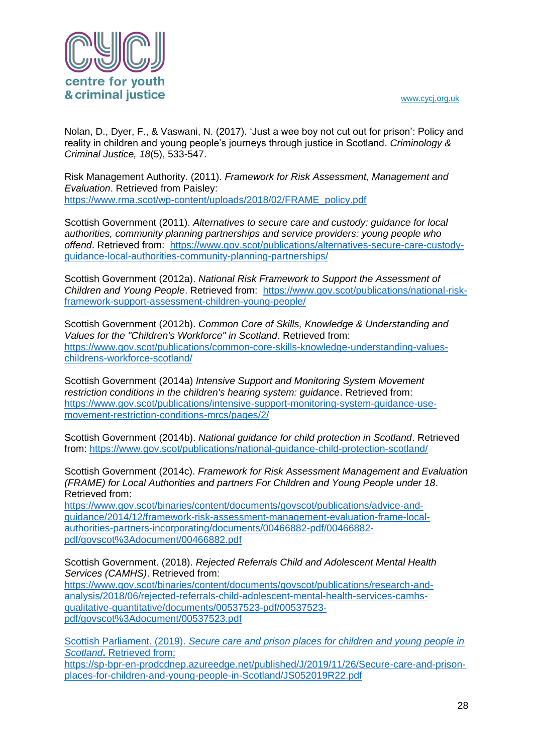Nolan, D., Dyer, F., & Vaswani, N. (2017). 'Just a wee boy not cut out for prison': Policy and reality in children and young people's journeys through justice in Scotland. *Criminology & Criminal Justice, 18*(5), 533-547.

Risk Management Authority. (2011). *Framework for Risk Assessment, Management and Evaluation*. Retrieved from Paisley: https://www.rma.scot/wp-content/uploads/2018/02/FRAME_policy.pdf

Scottish Government (2011). *Alternatives to secure care and custody: guidance for local authorities, community planning partnerships and service providers: young people who offend*. Retrieved from: https://www.gov.scot/publications/alternatives-secure-care-custody-guidance-local-authorities-community-planning-partnerships/

Scottish Government (2012a). *National Risk Framework to Support the Assessment of Children and Young People*. Retrieved from: https://www.gov.scot/publications/national-risk-framework-support-assessment-children-young-people/

Scottish Government (2012b). *Common Core of Skills, Knowledge & Understanding and Values for the "Children's Workforce" in Scotland*. Retrieved from: https://www.gov.scot/publications/common-core-skills-knowledge-understanding-values-childrens-workforce-scotland/

Scottish Government (2014a) *Intensive Support and Monitoring System Movement restriction conditions in the children's hearing system: guidance*. Retrieved from: https://www.gov.scot/publications/intensive-support-monitoring-system-guidance-use-movement-restriction-conditions-mrcs/pages/2/

Scottish Government (2014b). *National guidance for child protection in Scotland*. Retrieved from: https://www.gov.scot/publications/national-guidance-child-protection-scotland/

Scottish Government (2014c). *Framework for Risk Assessment Management and Evaluation (FRAME) for Local Authorities and partners For Children and Young People under 18*. Retrieved from: https://www.gov.scot/binaries/content/documents/govscot/publications/advice-and-guidance/2014/12/framework-risk-assessment-management-evaluation-frame-local-authorities-partners-incorporating/documents/00466882-pdf/00466882-pdf/govscot%3Adocument/00466882.pdf

Scottish Government. (2018). *Rejected Referrals Child and Adolescent Mental Health Services (CAMHS)*. Retrieved from: https://www.gov.scot/binaries/content/documents/govscot/publications/research-and-analysis/2018/06/rejected-referrals-child-adolescent-mental-health-services-camhs-qualitative-quantitative/documents/00537523-pdf/00537523-pdf/govscot%3Adocument/00537523.pdf

Scottish Parliament. (2019). *Secure care and prison places for children and young people in Scotland*. Retrieved from: https://sp-bpr-en-prodcdnep.azureedge.net/published/J/2019/11/26/Secure-care-and-prison-places-for-children-and-young-people-in-Scotland/JS052019R22.pdf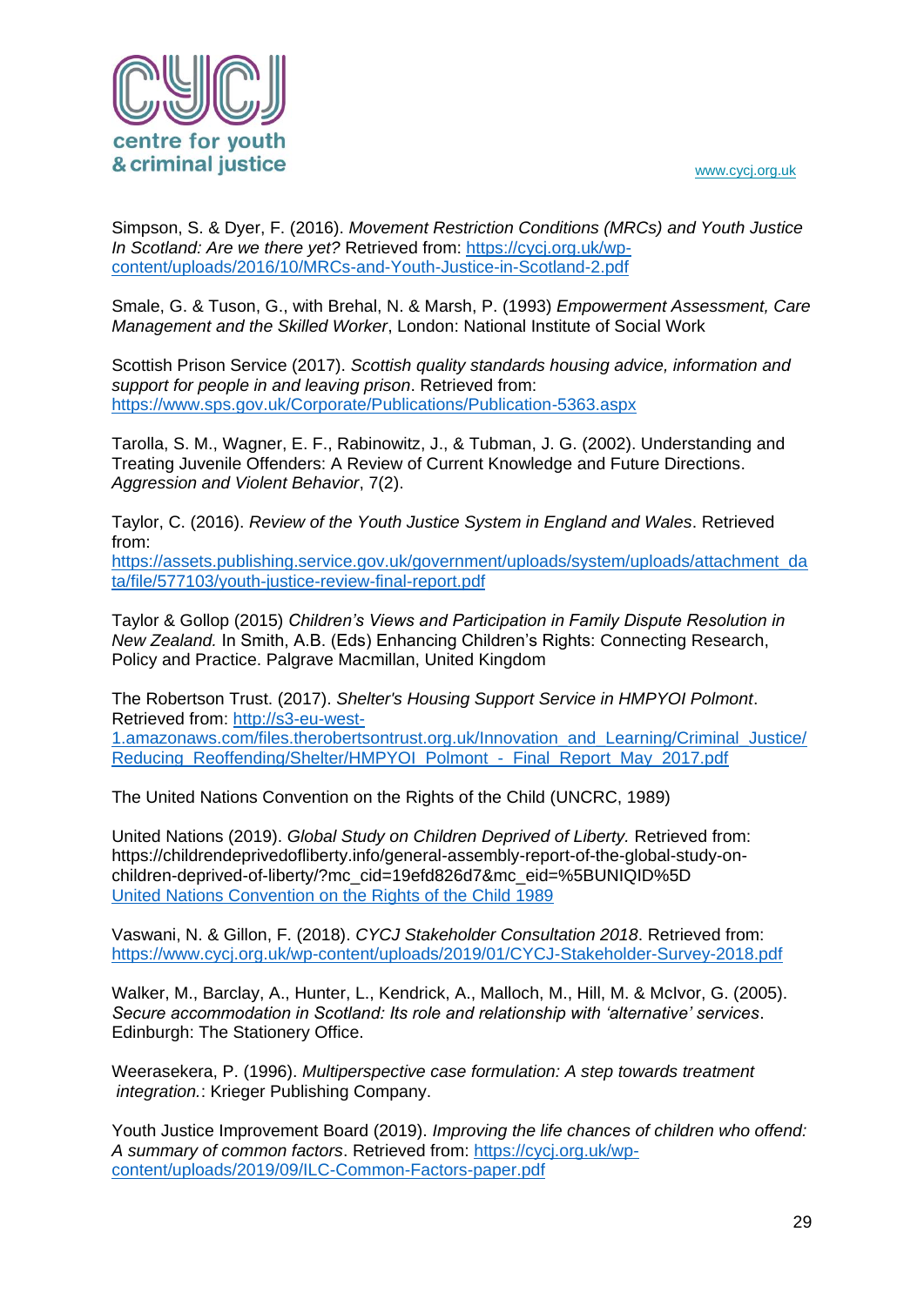Simpson, S. & Dyer, F. (2016). *Movement Restriction Conditions (MRCs) and Youth Justice In Scotland: Are we there yet?* Retrieved from: https://cycj.org.uk/wp-content/uploads/2016/10/MRCs-and-Youth-Justice-in-Scotland-2.pdf

Smale, G. & Tuson, G., with Brehal, N. & Marsh, P. (1993) *Empowerment Assessment, Care Management and the Skilled Worker*, London: National Institute of Social Work

Scottish Prison Service (2017). *Scottish quality standards housing advice, information and support for people in and leaving prison*. Retrieved from: https://www.sps.gov.uk/Corporate/Publications/Publication-5363.aspx

Tarolla, S. M., Wagner, E. F., Rabinowitz, J., & Tubman, J. G. (2002). Understanding and Treating Juvenile Offenders: A Review of Current Knowledge and Future Directions. *Aggression and Violent Behavior*, 7(2).

Taylor, C. (2016). *Review of the Youth Justice System in England and Wales*. Retrieved from: https://assets.publishing.service.gov.uk/government/uploads/system/uploads/attachment_data/file/577103/youth-justice-review-final-report.pdf

Taylor & Gollop (2015) *Children's Views and Participation in Family Dispute Resolution in New Zealand.* In Smith, A.B. (Eds) Enhancing Children's Rights: Connecting Research, Policy and Practice. Palgrave Macmillan, United Kingdom

The Robertson Trust. (2017). *Shelter's Housing Support Service in HMPYOI Polmont*. Retrieved from: http://s3-eu-west-1.amazonaws.com/files.therobertsontrust.org.uk/Innovation_and_Learning/Criminal_Justice/Reducing_Reoffending/Shelter/HMPYOI_Polmont_-_Final_Report_May_2017.pdf

The United Nations Convention on the Rights of the Child (UNCRC, 1989)

United Nations (2019). *Global Study on Children Deprived of Liberty.* Retrieved from: https://childrendeprivedofliberty.info/general-assembly-report-of-the-global-study-on-children-deprived-of-liberty/?mc_cid=19efd826d7&mc_eid=%5BUNIQID%5D
United Nations Convention on the Rights of the Child 1989

Vaswani, N. & Gillon, F. (2018). *CYCJ Stakeholder Consultation 2018*. Retrieved from: https://www.cycj.org.uk/wp-content/uploads/2019/01/CYCJ-Stakeholder-Survey-2018.pdf

Walker, M., Barclay, A., Hunter, L., Kendrick, A., Malloch, M., Hill, M. & McIvor, G. (2005). *Secure accommodation in Scotland: Its role and relationship with 'alternative' services*. Edinburgh: The Stationery Office.

Weerasekera, P. (1996). *Multiperspective case formulation: A step towards treatment integration.*: Krieger Publishing Company.

Youth Justice Improvement Board (2019). *Improving the life chances of children who offend: A summary of common factors*. Retrieved from: https://cycj.org.uk/wp-content/uploads/2019/09/ILC-Common-Factors-paper.pdf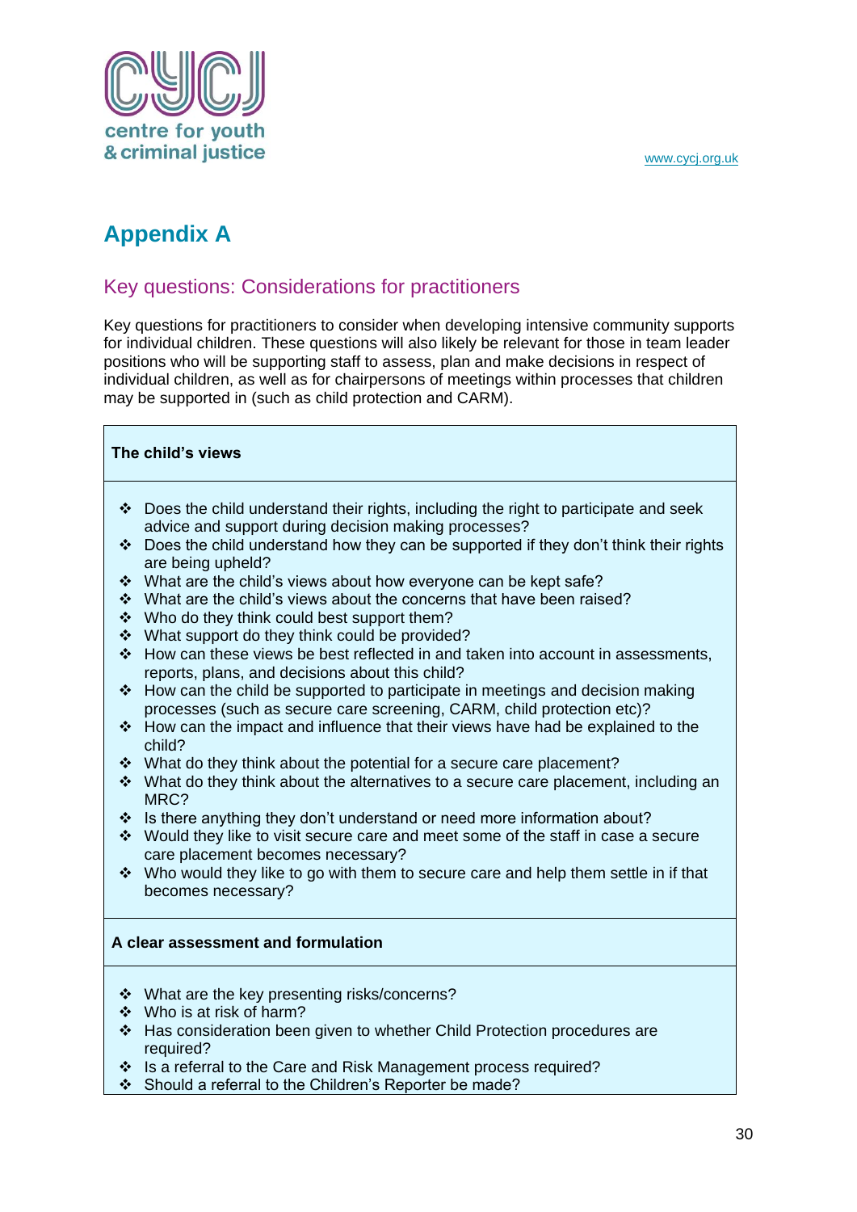# Appendix A

## Key questions: Considerations for practitioners

Key questions for practitioners to consider when developing intensive community supports for individual children. These questions will also likely be relevant for those in team leader positions who will be supporting staff to assess, plan and make decisions in respect of individual children, as well as for chairpersons of meetings within processes that children may be supported in (such as child protection and CARM).

**The child's views**

- Does the child understand their rights, including the right to participate and seek advice and support during decision making processes?
- Does the child understand how they can be supported if they don't think their rights are being upheld?
- What are the child's views about how everyone can be kept safe?
- What are the child's views about the concerns that have been raised?
- Who do they think could best support them?
- What support do they think could be provided?
- How can these views be best reflected in and taken into account in assessments, reports, plans, and decisions about this child?
- How can the child be supported to participate in meetings and decision making processes (such as secure care screening, CARM, child protection etc)?
- How can the impact and influence that their views have had be explained to the child?
- What do they think about the potential for a secure care placement?
- What do they think about the alternatives to a secure care placement, including an MRC?
- Is there anything they don't understand or need more information about?
- Would they like to visit secure care and meet some of the staff in case a secure care placement becomes necessary?
- Who would they like to go with them to secure care and help them settle in if that becomes necessary?

**A clear assessment and formulation**

- What are the key presenting risks/concerns?
- Who is at risk of harm?
- Has consideration been given to whether Child Protection procedures are required?
- Is a referral to the Care and Risk Management process required?
- Should a referral to the Children's Reporter be made?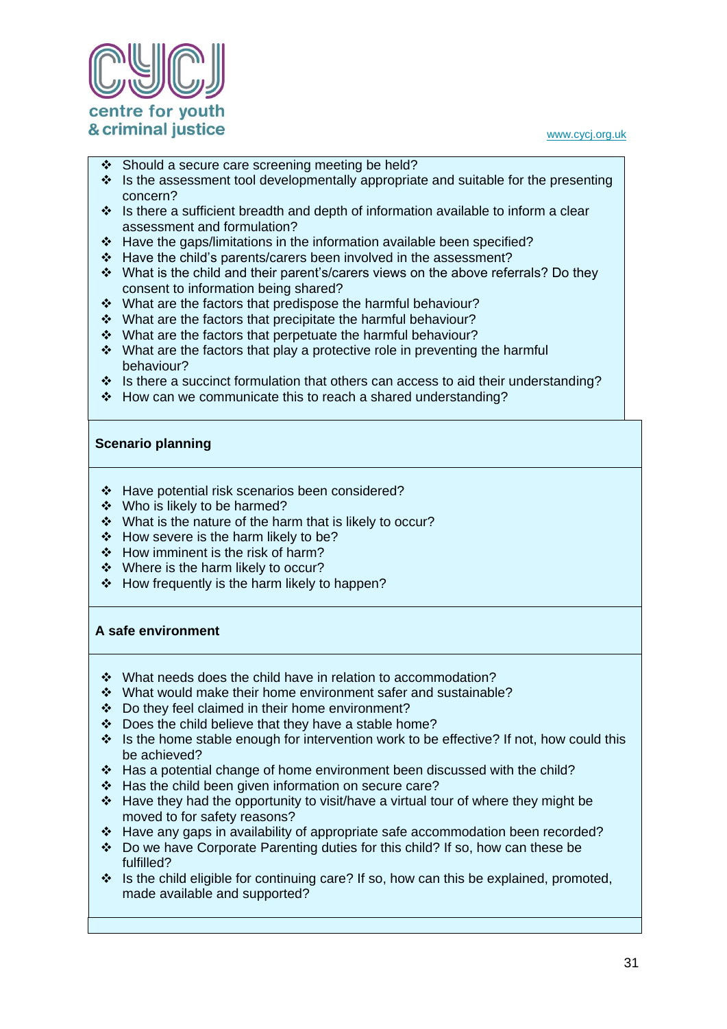- Should a secure care screening meeting be held?
- Is the assessment tool developmentally appropriate and suitable for the presenting concern?
- Is there a sufficient breadth and depth of information available to inform a clear assessment and formulation?
- Have the gaps/limitations in the information available been specified?
- Have the child's parents/carers been involved in the assessment?
- What is the child and their parent's/carers views on the above referrals? Do they consent to information being shared?
- What are the factors that predispose the harmful behaviour?
- What are the factors that precipitate the harmful behaviour?
- What are the factors that perpetuate the harmful behaviour?
- What are the factors that play a protective role in preventing the harmful behaviour?
- Is there a succinct formulation that others can access to aid their understanding?
- How can we communicate this to reach a shared understanding?

**Scenario planning**

- Have potential risk scenarios been considered?
- Who is likely to be harmed?
- What is the nature of the harm that is likely to occur?
- How severe is the harm likely to be?
- How imminent is the risk of harm?
- Where is the harm likely to occur?
- How frequently is the harm likely to happen?

**A safe environment**

- What needs does the child have in relation to accommodation?
- What would make their home environment safer and sustainable?
- Do they feel claimed in their home environment?
- Does the child believe that they have a stable home?
- Is the home stable enough for intervention work to be effective? If not, how could this be achieved?
- Has a potential change of home environment been discussed with the child?
- Has the child been given information on secure care?
- Have they had the opportunity to visit/have a virtual tour of where they might be moved to for safety reasons?
- Have any gaps in availability of appropriate safe accommodation been recorded?
- Do we have Corporate Parenting duties for this child? If so, how can these be fulfilled?
- Is the child eligible for continuing care? If so, how can this be explained, promoted, made available and supported?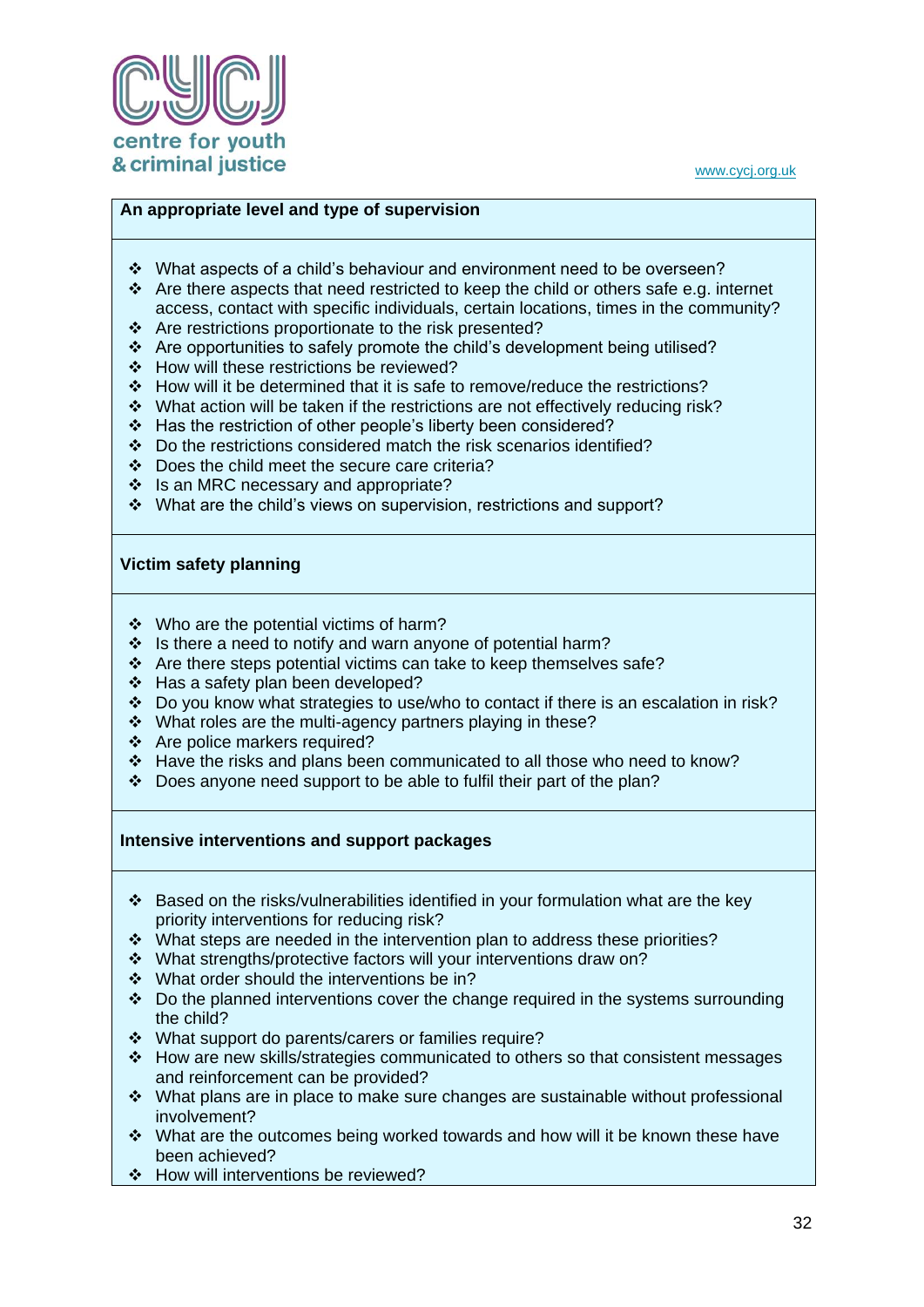**An appropriate level and type of supervision**

- What aspects of a child's behaviour and environment need to be overseen?
- Are there aspects that need restricted to keep the child or others safe e.g. internet access, contact with specific individuals, certain locations, times in the community?
- Are restrictions proportionate to the risk presented?
- Are opportunities to safely promote the child's development being utilised?
- How will these restrictions be reviewed?
- How will it be determined that it is safe to remove/reduce the restrictions?
- What action will be taken if the restrictions are not effectively reducing risk?
- Has the restriction of other people's liberty been considered?
- Do the restrictions considered match the risk scenarios identified?
- Does the child meet the secure care criteria?
- Is an MRC necessary and appropriate?
- What are the child's views on supervision, restrictions and support?

**Victim safety planning**

- Who are the potential victims of harm?
- Is there a need to notify and warn anyone of potential harm?
- Are there steps potential victims can take to keep themselves safe?
- Has a safety plan been developed?
- Do you know what strategies to use/who to contact if there is an escalation in risk?
- What roles are the multi-agency partners playing in these?
- Are police markers required?
- Have the risks and plans been communicated to all those who need to know?
- Does anyone need support to be able to fulfil their part of the plan?

**Intensive interventions and support packages**

- Based on the risks/vulnerabilities identified in your formulation what are the key priority interventions for reducing risk?
- What steps are needed in the intervention plan to address these priorities?
- What strengths/protective factors will your interventions draw on?
- What order should the interventions be in?
- Do the planned interventions cover the change required in the systems surrounding the child?
- What support do parents/carers or families require?
- How are new skills/strategies communicated to others so that consistent messages and reinforcement can be provided?
- What plans are in place to make sure changes are sustainable without professional involvement?
- What are the outcomes being worked towards and how will it be known these have been achieved?
- How will interventions be reviewed?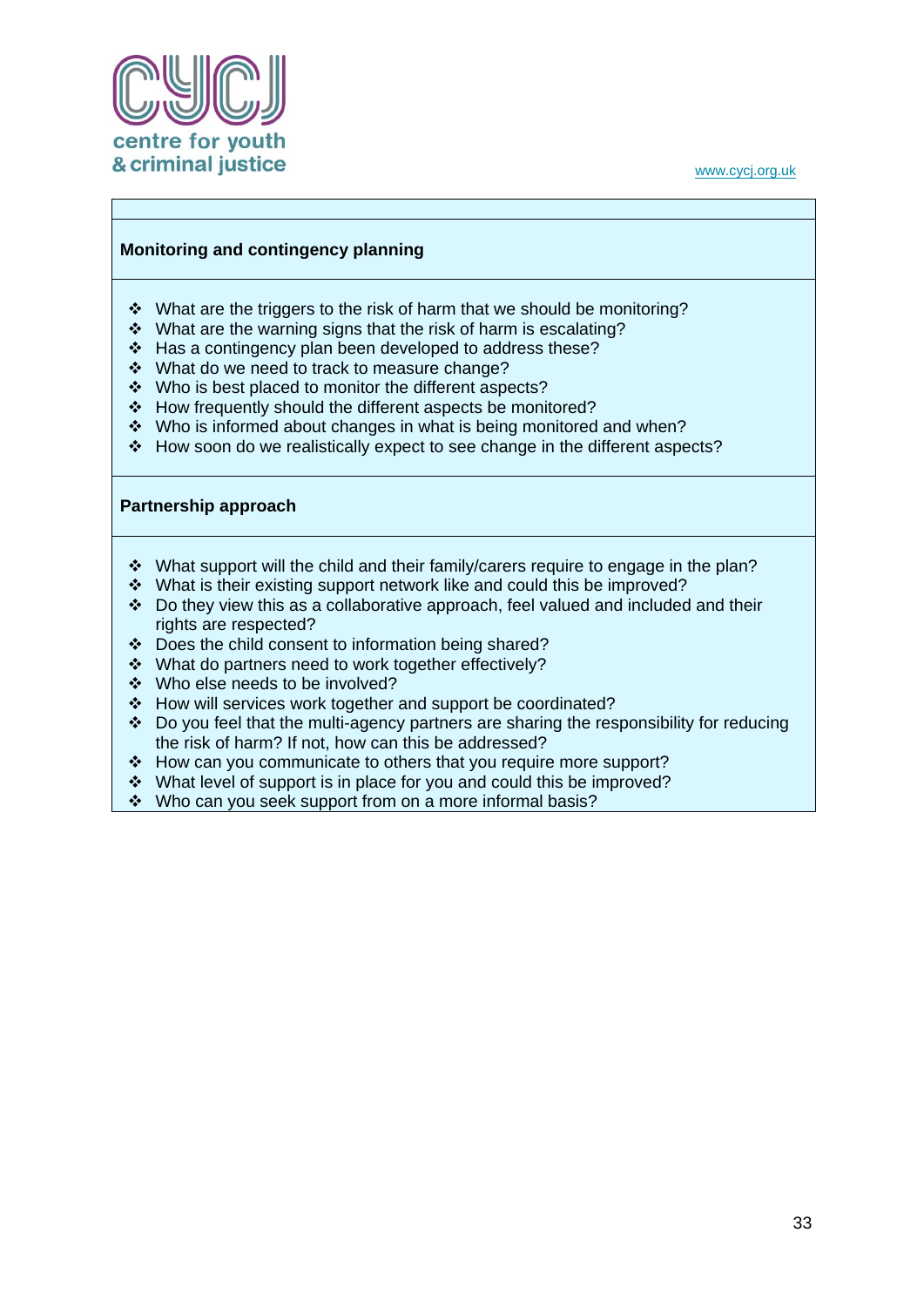**Monitoring and contingency planning**

- What are the triggers to the risk of harm that we should be monitoring?
- What are the warning signs that the risk of harm is escalating?
- Has a contingency plan been developed to address these?
- What do we need to track to measure change?
- Who is best placed to monitor the different aspects?
- How frequently should the different aspects be monitored?
- Who is informed about changes in what is being monitored and when?
- How soon do we realistically expect to see change in the different aspects?

**Partnership approach**

- What support will the child and their family/carers require to engage in the plan?
- What is their existing support network like and could this be improved?
- Do they view this as a collaborative approach, feel valued and included and their rights are respected?
- Does the child consent to information being shared?
- What do partners need to work together effectively?
- Who else needs to be involved?
- How will services work together and support be coordinated?
- Do you feel that the multi-agency partners are sharing the responsibility for reducing the risk of harm? If not, how can this be addressed?
- How can you communicate to others that you require more support?
- What level of support is in place for you and could this be improved?
- Who can you seek support from on a more informal basis?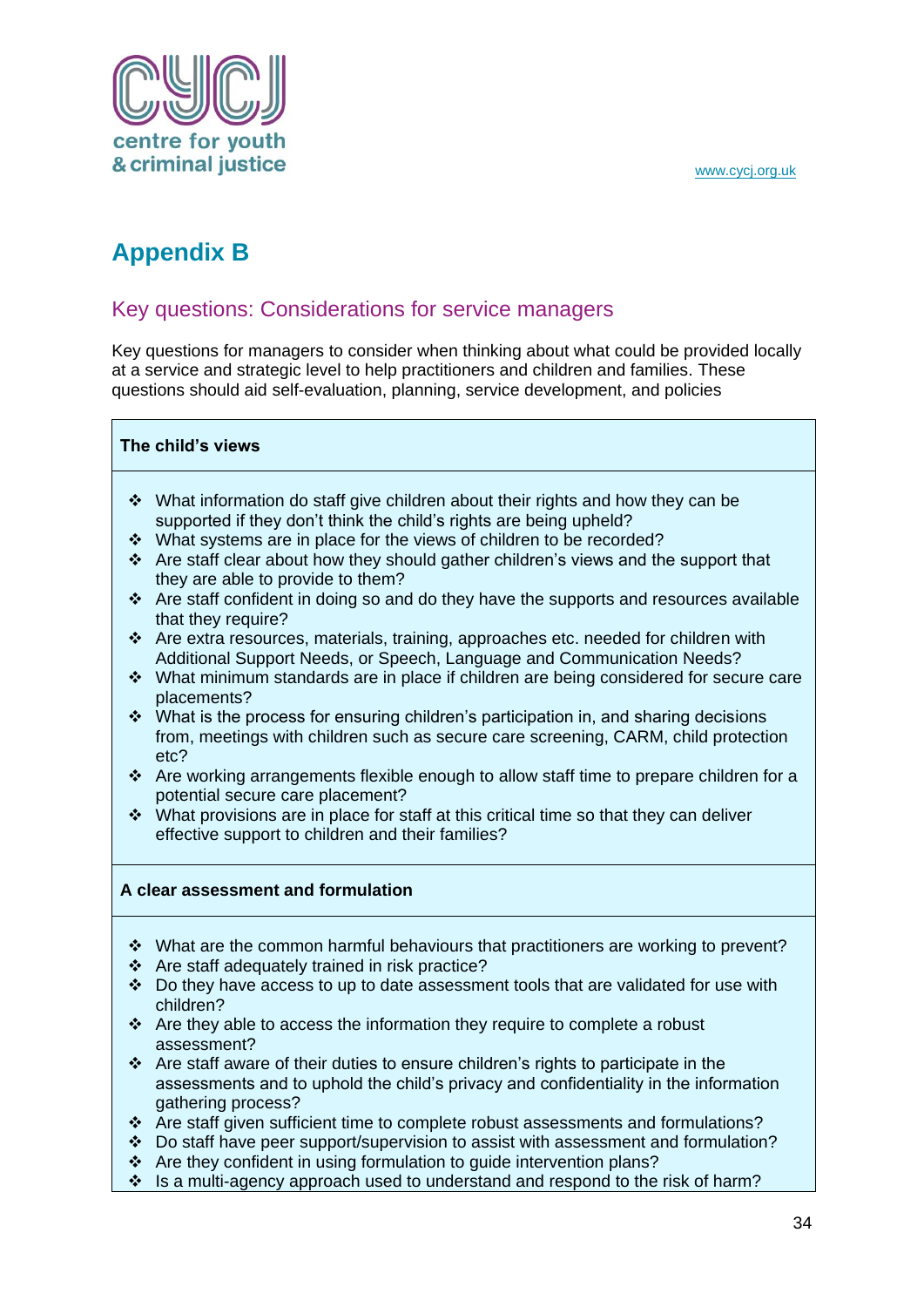## Appendix B

### Key questions: Considerations for service managers

Key questions for managers to consider when thinking about what could be provided locally at a service and strategic level to help practitioners and children and families. These questions should aid self-evaluation, planning, service development, and policies

**The child's views**

- What information do staff give children about their rights and how they can be supported if they don't think the child's rights are being upheld?
- What systems are in place for the views of children to be recorded?
- Are staff clear about how they should gather children's views and the support that they are able to provide to them?
- Are staff confident in doing so and do they have the supports and resources available that they require?
- Are extra resources, materials, training, approaches etc. needed for children with Additional Support Needs, or Speech, Language and Communication Needs?
- What minimum standards are in place if children are being considered for secure care placements?
- What is the process for ensuring children's participation in, and sharing decisions from, meetings with children such as secure care screening, CARM, child protection etc?
- Are working arrangements flexible enough to allow staff time to prepare children for a potential secure care placement?
- What provisions are in place for staff at this critical time so that they can deliver effective support to children and their families?

**A clear assessment and formulation**

- What are the common harmful behaviours that practitioners are working to prevent?
- Are staff adequately trained in risk practice?
- Do they have access to up to date assessment tools that are validated for use with children?
- Are they able to access the information they require to complete a robust assessment?
- Are staff aware of their duties to ensure children's rights to participate in the assessments and to uphold the child's privacy and confidentiality in the information gathering process?
- Are staff given sufficient time to complete robust assessments and formulations?
- Do staff have peer support/supervision to assist with assessment and formulation?
- Are they confident in using formulation to guide intervention plans?
- Is a multi-agency approach used to understand and respond to the risk of harm?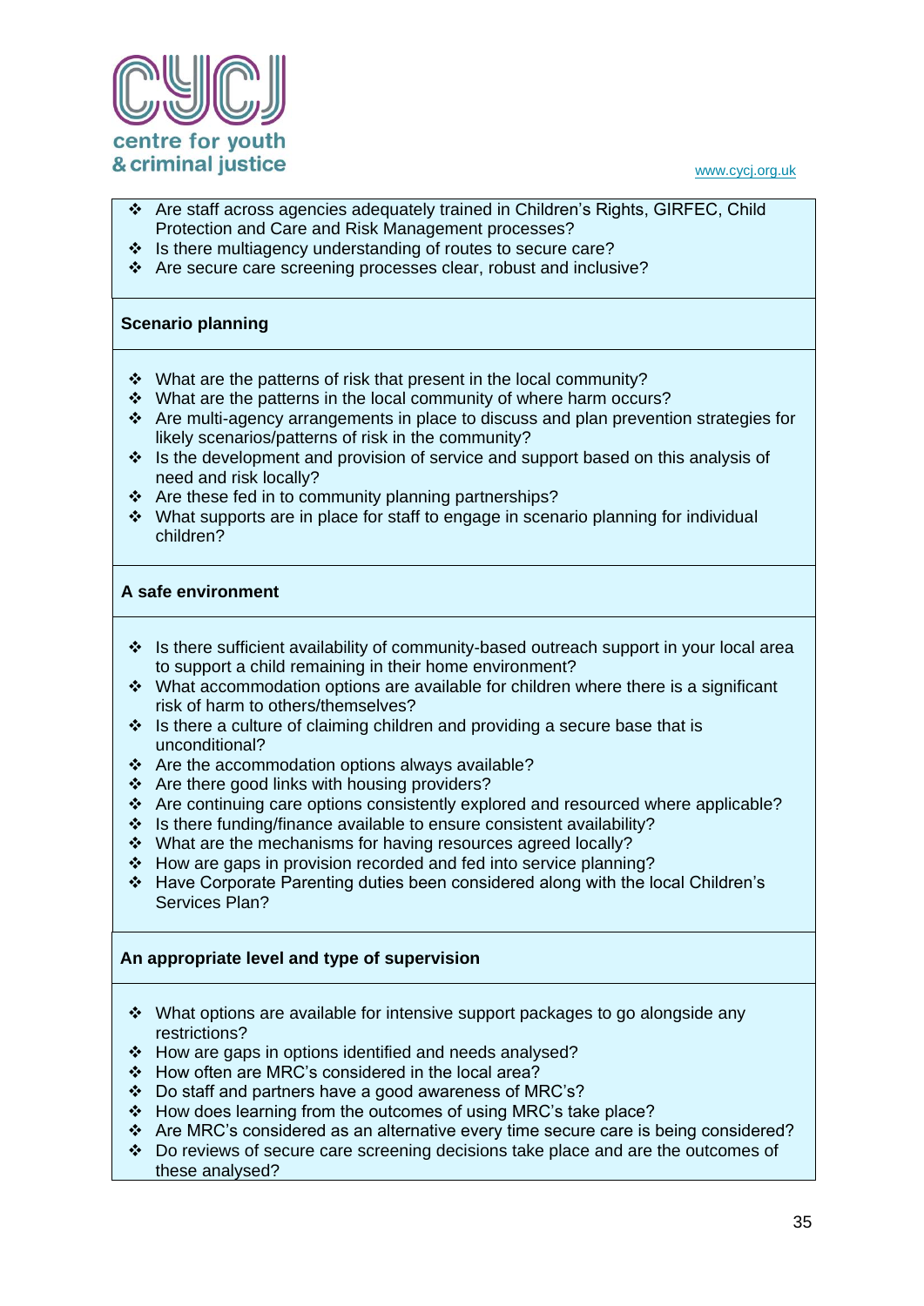- Are staff across agencies adequately trained in Children's Rights, GIRFEC, Child Protection and Care and Risk Management processes?
- Is there multiagency understanding of routes to secure care?
- Are secure care screening processes clear, robust and inclusive?

**Scenario planning**

- What are the patterns of risk that present in the local community?
- What are the patterns in the local community of where harm occurs?
- Are multi-agency arrangements in place to discuss and plan prevention strategies for likely scenarios/patterns of risk in the community?
- Is the development and provision of service and support based on this analysis of need and risk locally?
- Are these fed in to community planning partnerships?
- What supports are in place for staff to engage in scenario planning for individual children?

**A safe environment**

- Is there sufficient availability of community-based outreach support in your local area to support a child remaining in their home environment?
- What accommodation options are available for children where there is a significant risk of harm to others/themselves?
- Is there a culture of claiming children and providing a secure base that is unconditional?
- Are the accommodation options always available?
- Are there good links with housing providers?
- Are continuing care options consistently explored and resourced where applicable?
- Is there funding/finance available to ensure consistent availability?
- What are the mechanisms for having resources agreed locally?
- How are gaps in provision recorded and fed into service planning?
- Have Corporate Parenting duties been considered along with the local Children's Services Plan?

**An appropriate level and type of supervision**

- What options are available for intensive support packages to go alongside any restrictions?
- How are gaps in options identified and needs analysed?
- How often are MRC's considered in the local area?
- Do staff and partners have a good awareness of MRC's?
- How does learning from the outcomes of using MRC's take place?
- Are MRC's considered as an alternative every time secure care is being considered?
- Do reviews of secure care screening decisions take place and are the outcomes of these analysed?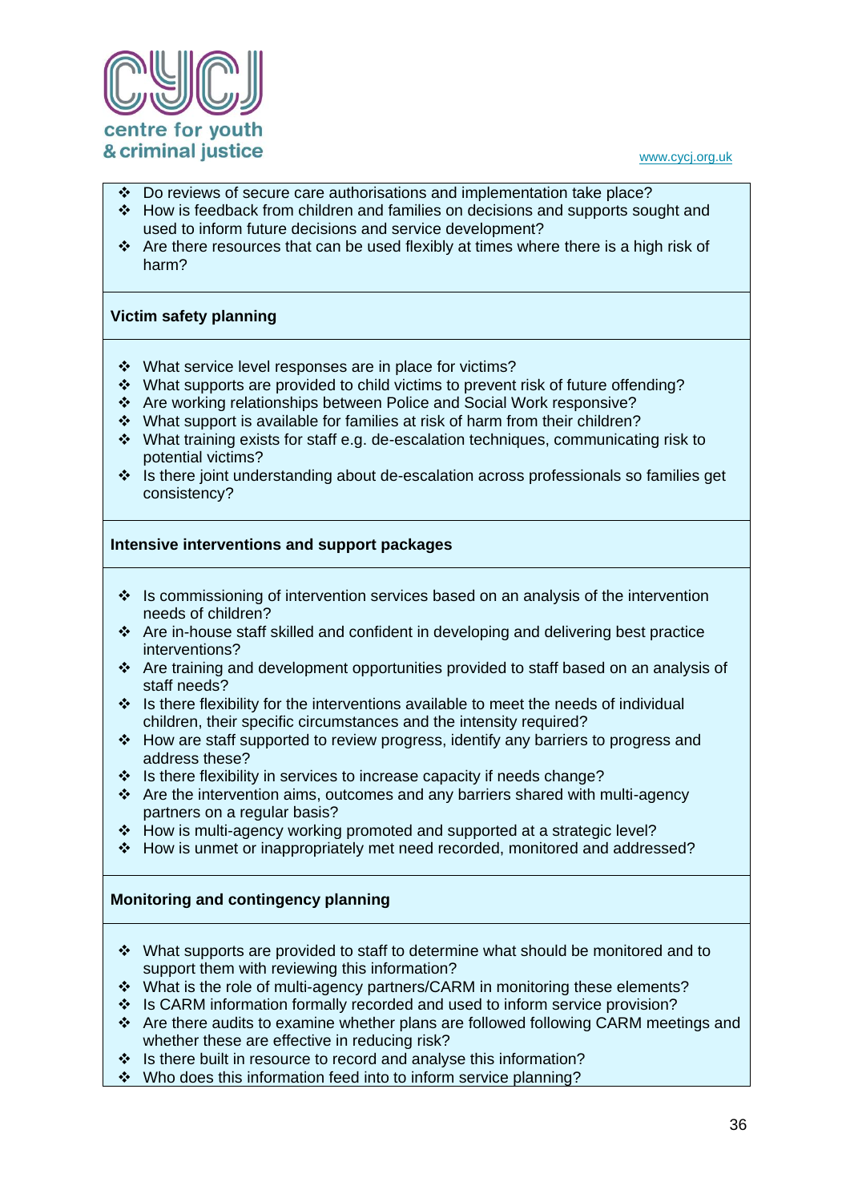- Do reviews of secure care authorisations and implementation take place?
- How is feedback from children and families on decisions and supports sought and used to inform future decisions and service development?
- Are there resources that can be used flexibly at times where there is a high risk of harm?

**Victim safety planning**

- What service level responses are in place for victims?
- What supports are provided to child victims to prevent risk of future offending?
- Are working relationships between Police and Social Work responsive?
- What support is available for families at risk of harm from their children?
- What training exists for staff e.g. de-escalation techniques, communicating risk to potential victims?
- Is there joint understanding about de-escalation across professionals so families get consistency?

**Intensive interventions and support packages**

- Is commissioning of intervention services based on an analysis of the intervention needs of children?
- Are in-house staff skilled and confident in developing and delivering best practice interventions?
- Are training and development opportunities provided to staff based on an analysis of staff needs?
- Is there flexibility for the interventions available to meet the needs of individual children, their specific circumstances and the intensity required?
- How are staff supported to review progress, identify any barriers to progress and address these?
- Is there flexibility in services to increase capacity if needs change?
- Are the intervention aims, outcomes and any barriers shared with multi-agency partners on a regular basis?
- How is multi-agency working promoted and supported at a strategic level?
- How is unmet or inappropriately met need recorded, monitored and addressed?

**Monitoring and contingency planning**

- What supports are provided to staff to determine what should be monitored and to support them with reviewing this information?
- What is the role of multi-agency partners/CARM in monitoring these elements?
- Is CARM information formally recorded and used to inform service provision?
- Are there audits to examine whether plans are followed following CARM meetings and whether these are effective in reducing risk?
- Is there built in resource to record and analyse this information?
- Who does this information feed into to inform service planning?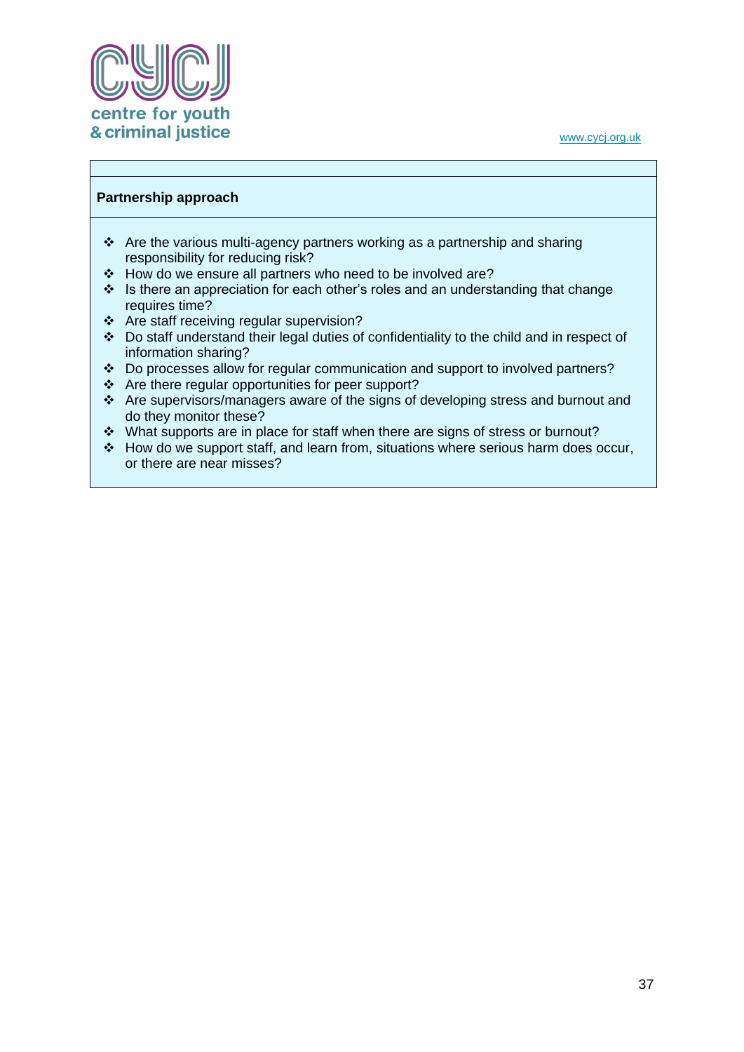**Partnership approach**

- Are the various multi-agency partners working as a partnership and sharing responsibility for reducing risk?
- How do we ensure all partners who need to be involved are?
- Is there an appreciation for each other's roles and an understanding that change requires time?
- Are staff receiving regular supervision?
- Do staff understand their legal duties of confidentiality to the child and in respect of information sharing?
- Do processes allow for regular communication and support to involved partners?
- Are there regular opportunities for peer support?
- Are supervisors/managers aware of the signs of developing stress and burnout and do they monitor these?
- What supports are in place for staff when there are signs of stress or burnout?
- How do we support staff, and learn from, situations where serious harm does occur, or there are near misses?